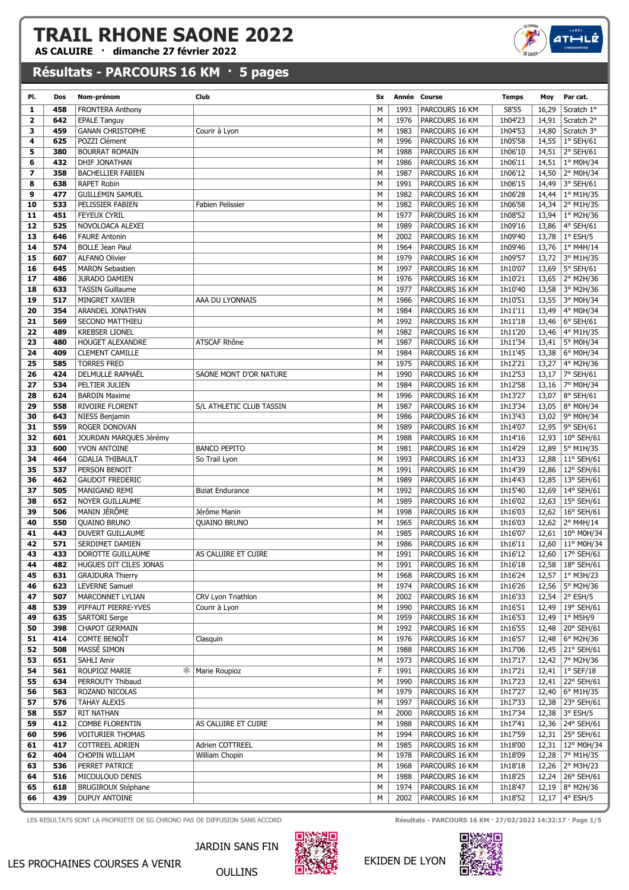# TRAIL RHONE SAONE 2022

**AS CALUIRE · dimanche 27 février 2022**

## Résultats - PARCOURS 16 KM · 5 pages

| Pl. | Dos | Nom-prénom | Club | Sx | Année | Course | Temps | Moy | Par cat. |
|---|---|---|---|---|---|---|---|---|---|
| 1 | 458 | FRONTERA Anthony | | M | 1993 | PARCOURS 16 KM | 58'55 | 16,29 | Scratch 1° |
| 2 | 642 | EPALE Tanguy | | M | 1976 | PARCOURS 16 KM | 1h04'23 | 14,91 | Scratch 2° |
| 3 | 459 | GANAN CHRISTOPHE | Courir à Lyon | M | 1983 | PARCOURS 16 KM | 1h04'53 | 14,80 | Scratch 3° |
| 4 | 625 | POZZI Clément | | M | 1996 | PARCOURS 16 KM | 1h05'58 | 14,55 | 1° SEH/61 |
| 5 | 380 | BOURRAT ROMAIN | | M | 1988 | PARCOURS 16 KM | 1h06'10 | 14,51 | 2° SEH/61 |
| 6 | 432 | DHIF JONATHAN | | M | 1986 | PARCOURS 16 KM | 1h06'11 | 14,51 | 1° M0H/34 |
| 7 | 358 | BACHELLIER FABIEN | | M | 1987 | PARCOURS 16 KM | 1h06'12 | 14,50 | 2° M0H/34 |
| 8 | 638 | RAPET Robin | | M | 1991 | PARCOURS 16 KM | 1h06'15 | 14,49 | 3° SEH/61 |
| 9 | 477 | GUILLEMIN SAMUEL | | M | 1982 | PARCOURS 16 KM | 1h06'28 | 14,44 | 1° M1H/35 |
| 10 | 533 | PELISSIER FABIEN | Fabien Pelissier | M | 1982 | PARCOURS 16 KM | 1h06'58 | 14,34 | 2° M1H/35 |
| 11 | 451 | FEYEUX CYRIL | | M | 1977 | PARCOURS 16 KM | 1h08'52 | 13,94 | 1° M2H/36 |
| 12 | 525 | NOVOLOACA ALEXEI | | M | 1989 | PARCOURS 16 KM | 1h09'16 | 13,86 | 4° SEH/61 |
| 13 | 646 | FAURE Antonin | | M | 2002 | PARCOURS 16 KM | 1h09'40 | 13,78 | 1° ESH/5 |
| 14 | 574 | BOLLE Jean Paul | | M | 1964 | PARCOURS 16 KM | 1h09'46 | 13,76 | 1° M4H/14 |
| 15 | 607 | ALFANO Olivier | | M | 1979 | PARCOURS 16 KM | 1h09'57 | 13,72 | 3° M1H/35 |
| 16 | 645 | MARON Sebastien | | M | 1997 | PARCOURS 16 KM | 1h10'07 | 13,69 | 5° SEH/61 |
| 17 | 486 | JURADO DAMIEN | | M | 1976 | PARCOURS 16 KM | 1h10'21 | 13,65 | 2° M2H/36 |
| 18 | 633 | TASSIN Guillaume | | M | 1977 | PARCOURS 16 KM | 1h10'40 | 13,58 | 3° M2H/36 |
| 19 | 517 | MINGRET XAVIER | AAA DU LYONNAIS | M | 1986 | PARCOURS 16 KM | 1h10'51 | 13,55 | 3° M0H/34 |
| 20 | 354 | ARANDEL JONATHAN | | M | 1984 | PARCOURS 16 KM | 1h11'11 | 13,49 | 4° M0H/34 |
| 21 | 569 | SECOND MATTHIEU | | M | 1992 | PARCOURS 16 KM | 1h11'18 | 13,46 | 6° SEH/61 |
| 22 | 489 | KREBSER LIONEL | | M | 1982 | PARCOURS 16 KM | 1h11'20 | 13,46 | 4° M1H/35 |
| 23 | 480 | HOUGET ALEXANDRE | ATSCAF Rhône | M | 1987 | PARCOURS 16 KM | 1h11'34 | 13,41 | 5° M0H/34 |
| 24 | 409 | CLEMENT CAMILLE | | M | 1984 | PARCOURS 16 KM | 1h11'45 | 13,38 | 6° M0H/34 |
| 25 | 585 | TORRES FRED | | M | 1975 | PARCOURS 16 KM | 1h12'21 | 13,27 | 4° M2H/36 |
| 26 | 424 | DELMULLE RAPHAËL | SAONE MONT D'OR NATURE | M | 1990 | PARCOURS 16 KM | 1h12'53 | 13,17 | 7° SEH/61 |
| 27 | 534 | PELTIER JULIEN | | M | 1984 | PARCOURS 16 KM | 1h12'58 | 13,16 | 7° M0H/34 |
| 28 | 624 | BARDIN Maxime | | M | 1996 | PARCOURS 16 KM | 1h13'27 | 13,07 | 8° SEH/61 |
| 29 | 558 | RIVOIRE FLORENT | S/L ATHLETIC CLUB TASSIN | M | 1987 | PARCOURS 16 KM | 1h13'34 | 13,05 | 8° M0H/34 |
| 30 | 643 | NIESS Benjamin | | M | 1986 | PARCOURS 16 KM | 1h13'43 | 13,02 | 9° M0H/34 |
| 31 | 559 | ROGER DONOVAN | | M | 1989 | PARCOURS 16 KM | 1h14'07 | 12,95 | 9° SEH/61 |
| 32 | 601 | JOURDAN MARQUES Jérémy | | M | 1988 | PARCOURS 16 KM | 1h14'16 | 12,93 | 10° SEH/61 |
| 33 | 600 | YVON ANTOINE | BANCO PEPITO | M | 1981 | PARCOURS 16 KM | 1h14'29 | 12,89 | 5° M1H/35 |
| 34 | 464 | GDALIA THIBAULT | So Trail Lyon | M | 1993 | PARCOURS 16 KM | 1h14'33 | 12,88 | 11° SEH/61 |
| 35 | 537 | PERSON BENOIT | | M | 1991 | PARCOURS 16 KM | 1h14'39 | 12,86 | 12° SEH/61 |
| 36 | 462 | GAUDOT FREDERIC | | M | 1989 | PARCOURS 16 KM | 1h14'43 | 12,85 | 13° SEH/61 |
| 37 | 505 | MANIGAND REMI | Biziat Endurance | M | 1992 | PARCOURS 16 KM | 1h15'40 | 12,69 | 14° SEH/61 |
| 38 | 652 | NOYER GUILLAUME | | M | 1989 | PARCOURS 16 KM | 1h16'02 | 12,63 | 15° SEH/61 |
| 39 | 506 | MANIN JÉRÔME | Jérôme Manin | M | 1998 | PARCOURS 16 KM | 1h16'03 | 12,62 | 16° SEH/61 |
| 40 | 550 | QUAINO BRUNO | QUAINO BRUNO | M | 1965 | PARCOURS 16 KM | 1h16'03 | 12,62 | 2° M4H/14 |
| 41 | 443 | DUVERT GUILLAUME | | M | 1985 | PARCOURS 16 KM | 1h16'07 | 12,61 | 10° M0H/34 |
| 42 | 571 | SERDIMET DAMIEN | | M | 1986 | PARCOURS 16 KM | 1h16'11 | 12,60 | 11° M0H/34 |
| 43 | 433 | DOROTTE GUILLAUME | AS CALUIRE ET CUIRE | M | 1991 | PARCOURS 16 KM | 1h16'12 | 12,60 | 17° SEH/61 |
| 44 | 482 | HUGUES DIT CILES JONAS | | M | 1991 | PARCOURS 16 KM | 1h16'18 | 12,58 | 18° SEH/61 |
| 45 | 631 | GRAJDURA Thierry | | M | 1968 | PARCOURS 16 KM | 1h16'24 | 12,57 | 1° M3H/23 |
| 46 | 623 | LEVERNE Samuel | | M | 1974 | PARCOURS 16 KM | 1h16'26 | 12,56 | 5° M2H/36 |
| 47 | 507 | MARCONNET LYLIAN | CRV Lyon Triathlon | M | 2002 | PARCOURS 16 KM | 1h16'33 | 12,54 | 2° ESH/5 |
| 48 | 539 | PIFFAUT PIERRE-YVES | Courir à Lyon | M | 1990 | PARCOURS 16 KM | 1h16'51 | 12,49 | 19° SEH/61 |
| 49 | 635 | SARTORI Serge | | M | 1959 | PARCOURS 16 KM | 1h16'53 | 12,49 | 1° M5H/9 |
| 50 | 398 | CHAPOT GERMAIN | | M | 1992 | PARCOURS 16 KM | 1h16'55 | 12,48 | 20° SEH/61 |
| 51 | 414 | COMTE BENOÎT | Clasquin | M | 1976 | PARCOURS 16 KM | 1h16'57 | 12,48 | 6° M2H/36 |
| 52 | 508 | MASSÉ SIMON | | M | 1988 | PARCOURS 16 KM | 1h17'06 | 12,45 | 21° SEH/61 |
| 53 | 651 | SAHLI Amir | | M | 1973 | PARCOURS 16 KM | 1h17'17 | 12,42 | 7° M2H/36 |
| 54 | 561 | ROUPIOZ MARIE * | Marie Roupioz | F | 1991 | PARCOURS 16 KM | 1h17'21 | 12,41 | 1° SEF/18 |
| 55 | 634 | PERROUTY Thibaud | | M | 1990 | PARCOURS 16 KM | 1h17'23 | 12,41 | 22° SEH/61 |
| 56 | 563 | ROZAND NICOLAS | | M | 1979 | PARCOURS 16 KM | 1h17'27 | 12,40 | 6° M1H/35 |
| 57 | 576 | TAHAY ALEXIS | | M | 1997 | PARCOURS 16 KM | 1h17'33 | 12,38 | 23° SEH/61 |
| 58 | 557 | RIT NATHAN | | M | 2000 | PARCOURS 16 KM | 1h17'34 | 12,38 | 3° ESH/5 |
| 59 | 412 | COMBE FLORENTIN | AS CALUIRE ET CUIRE | M | 1988 | PARCOURS 16 KM | 1h17'41 | 12,36 | 24° SEH/61 |
| 60 | 596 | VOITURIER THOMAS | | M | 1994 | PARCOURS 16 KM | 1h17'59 | 12,31 | 25° SEH/61 |
| 61 | 417 | COTTREEL ADRIEN | Adrien COTTREEL | M | 1985 | PARCOURS 16 KM | 1h18'00 | 12,31 | 12° M0H/34 |
| 62 | 404 | CHOPIN WILLIAM | William Chopin | M | 1978 | PARCOURS 16 KM | 1h18'09 | 12,28 | 7° M1H/35 |
| 63 | 536 | PERRET PATRICE | | M | 1968 | PARCOURS 16 KM | 1h18'18 | 12,26 | 2° M3H/23 |
| 64 | 516 | MICOULOUD DENIS | | M | 1988 | PARCOURS 16 KM | 1h18'25 | 12,24 | 26° SEH/61 |
| 65 | 618 | BRUGIROUX Stéphane | | M | 1974 | PARCOURS 16 KM | 1h18'47 | 12,19 | 8° M2H/36 |
| 66 | 439 | DUPUY ANTOINE | | M | 2002 | PARCOURS 16 KM | 1h18'52 | 12,17 | 4° ESH/5 |

LES RESULTATS SONT LA PROPRIETE DE SG CHRONO PAS DE DIFFUSION SANS ACCORD

LES PROCHAINES COURSES A VENIR

JARDIN SANS FIN — OULLINS

EKIDEN DE LYON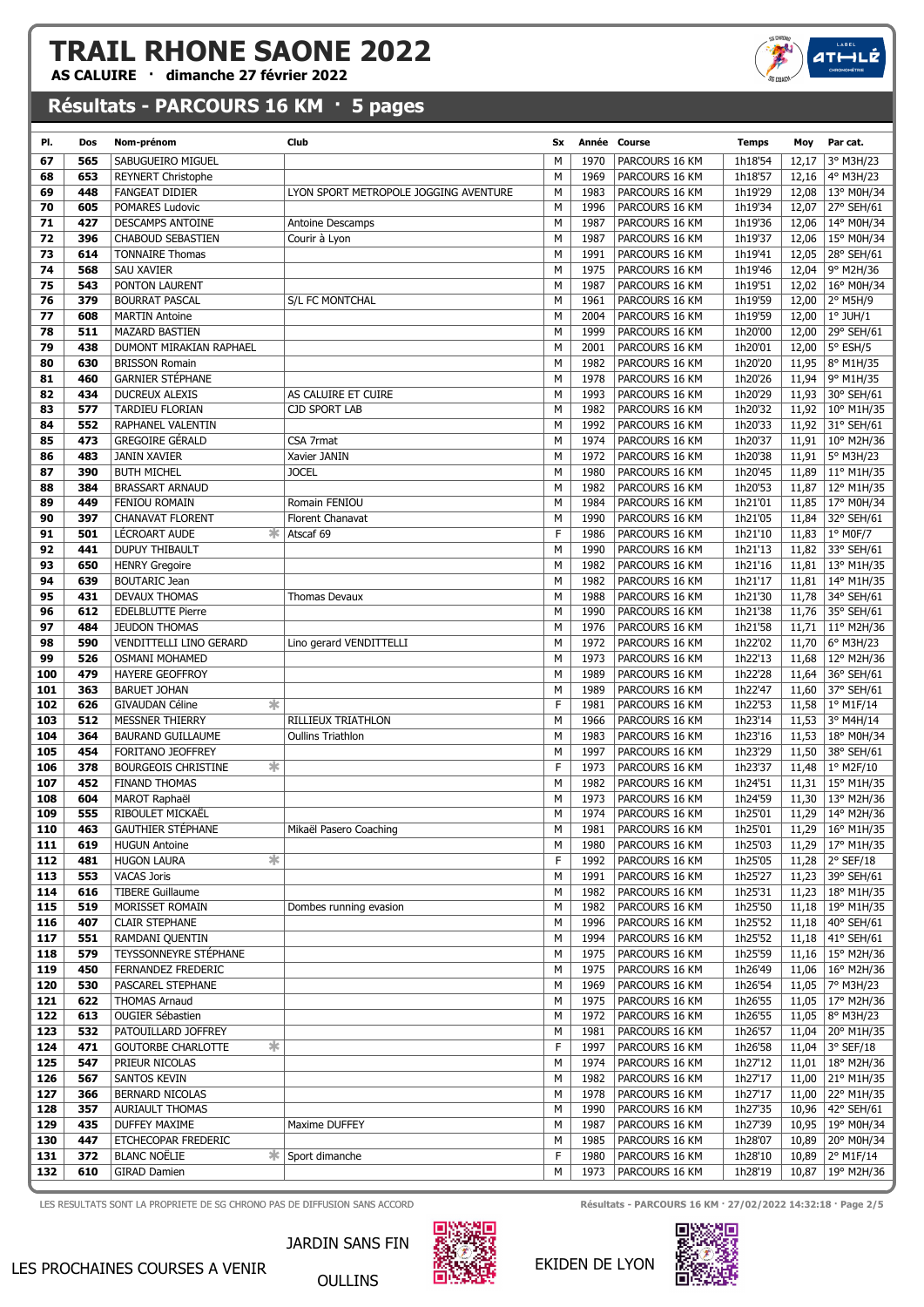# TRAIL RHONE SAONE 2022

**AS CALUIRE · dimanche 27 février 2022**

## Résultats - PARCOURS 16 KM · 5 pages

| Pl. | Dos | Nom-prénom | Club | Sx | Année | Course | Temps | Moy | Par cat. |
|---|---|---|---|---|---|---|---|---|---|
| 67 | 565 | SABUGUEIRO MIGUEL | | M | 1970 | PARCOURS 16 KM | 1h18'54 | 12,17 | 3° M3H/23 |
| 68 | 653 | REYNERT Christophe | | M | 1969 | PARCOURS 16 KM | 1h18'57 | 12,16 | 4° M3H/23 |
| 69 | 448 | FANGEAT DIDIER | LYON SPORT METROPOLE JOGGING AVENTURE | M | 1983 | PARCOURS 16 KM | 1h19'29 | 12,08 | 13° M0H/34 |
| 70 | 605 | POMARES Ludovic | | M | 1996 | PARCOURS 16 KM | 1h19'34 | 12,07 | 27° SEH/61 |
| 71 | 427 | DESCAMPS ANTOINE | Antoine Descamps | M | 1987 | PARCOURS 16 KM | 1h19'36 | 12,06 | 14° M0H/34 |
| 72 | 396 | CHABOUD SEBASTIEN | Courir à Lyon | M | 1987 | PARCOURS 16 KM | 1h19'37 | 12,06 | 15° M0H/34 |
| 73 | 614 | TONNAIRE Thomas | | M | 1991 | PARCOURS 16 KM | 1h19'41 | 12,05 | 28° SEH/61 |
| 74 | 568 | SAU XAVIER | | M | 1975 | PARCOURS 16 KM | 1h19'46 | 12,04 | 9° M2H/36 |
| 75 | 543 | PONTON LAURENT | | M | 1987 | PARCOURS 16 KM | 1h19'51 | 12,02 | 16° M0H/34 |
| 76 | 379 | BOURRAT PASCAL | S/L FC MONTCHAL | M | 1961 | PARCOURS 16 KM | 1h19'59 | 12,00 | 2° M5H/9 |
| 77 | 608 | MARTIN Antoine | | M | 2004 | PARCOURS 16 KM | 1h19'59 | 12,00 | 1° JUH/1 |
| 78 | 511 | MAZARD BASTIEN | | M | 1999 | PARCOURS 16 KM | 1h20'00 | 12,00 | 29° SEH/61 |
| 79 | 438 | DUMONT MIRAKIAN RAPHAEL | | M | 2001 | PARCOURS 16 KM | 1h20'01 | 12,00 | 5° ESH/5 |
| 80 | 630 | BRISSON Romain | | M | 1982 | PARCOURS 16 KM | 1h20'20 | 11,95 | 8° M1H/35 |
| 81 | 460 | GARNIER STÉPHANE | | M | 1978 | PARCOURS 16 KM | 1h20'26 | 11,94 | 9° M1H/35 |
| 82 | 434 | DUCREUX ALEXIS | AS CALUIRE ET CUIRE | M | 1993 | PARCOURS 16 KM | 1h20'29 | 11,93 | 30° SEH/61 |
| 83 | 577 | TARDIEU FLORIAN | CJD SPORT LAB | M | 1982 | PARCOURS 16 KM | 1h20'32 | 11,92 | 10° M1H/35 |
| 84 | 552 | RAPHANEL VALENTIN | | M | 1992 | PARCOURS 16 KM | 1h20'33 | 11,92 | 31° SEH/61 |
| 85 | 473 | GREGOIRE GÉRALD | CSA 7rmat | M | 1974 | PARCOURS 16 KM | 1h20'37 | 11,91 | 10° M2H/36 |
| 86 | 483 | JANIN XAVIER | Xavier JANIN | M | 1972 | PARCOURS 16 KM | 1h20'38 | 11,91 | 5° M3H/23 |
| 87 | 390 | BUTH MICHEL | JOCEL | M | 1980 | PARCOURS 16 KM | 1h20'45 | 11,89 | 11° M1H/35 |
| 88 | 384 | BRASSART ARNAUD | | M | 1982 | PARCOURS 16 KM | 1h20'53 | 11,87 | 12° M1H/35 |
| 89 | 449 | FENIOU ROMAIN | Romain FENIOU | M | 1984 | PARCOURS 16 KM | 1h21'01 | 11,85 | 17° M0H/34 |
| 90 | 397 | CHANAVAT FLORENT | Florent Chanavat | M | 1990 | PARCOURS 16 KM | 1h21'05 | 11,84 | 32° SEH/61 |
| 91 | 501 | LÉCROART AUDE * | Atscaf 69 | F | 1986 | PARCOURS 16 KM | 1h21'10 | 11,83 | 1° M0F/7 |
| 92 | 441 | DUPUY THIBAULT | | M | 1990 | PARCOURS 16 KM | 1h21'13 | 11,82 | 33° SEH/61 |
| 93 | 650 | HENRY Gregoire | | M | 1982 | PARCOURS 16 KM | 1h21'16 | 11,81 | 13° M1H/35 |
| 94 | 639 | BOUTARIC Jean | | M | 1982 | PARCOURS 16 KM | 1h21'17 | 11,81 | 14° M1H/35 |
| 95 | 431 | DEVAUX THOMAS | Thomas Devaux | M | 1988 | PARCOURS 16 KM | 1h21'30 | 11,78 | 34° SEH/61 |
| 96 | 612 | EDELBLUTTE Pierre | | M | 1990 | PARCOURS 16 KM | 1h21'38 | 11,76 | 35° SEH/61 |
| 97 | 484 | JEUDON THOMAS | | M | 1976 | PARCOURS 16 KM | 1h21'58 | 11,71 | 11° M2H/36 |
| 98 | 590 | VENDITTELLI LINO GERARD | Lino gerard VENDITTELLI | M | 1972 | PARCOURS 16 KM | 1h22'02 | 11,70 | 6° M3H/23 |
| 99 | 526 | OSMANI MOHAMED | | M | 1973 | PARCOURS 16 KM | 1h22'13 | 11,68 | 12° M2H/36 |
| 100 | 479 | HAYERE GEOFFROY | | M | 1989 | PARCOURS 16 KM | 1h22'28 | 11,64 | 36° SEH/61 |
| 101 | 363 | BARUET JOHAN | | M | 1989 | PARCOURS 16 KM | 1h22'47 | 11,60 | 37° SEH/61 |
| 102 | 626 | GIVAUDAN Céline * | | F | 1981 | PARCOURS 16 KM | 1h22'53 | 11,58 | 1° M1F/14 |
| 103 | 512 | MESSNER THIERRY | RILLIEUX TRIATHLON | M | 1966 | PARCOURS 16 KM | 1h23'14 | 11,53 | 3° M4H/14 |
| 104 | 364 | BAURAND GUILLAUME | Oullins Triathlon | M | 1983 | PARCOURS 16 KM | 1h23'16 | 11,53 | 18° M0H/34 |
| 105 | 454 | FORITANO JEOFFREY | | M | 1997 | PARCOURS 16 KM | 1h23'29 | 11,50 | 38° SEH/61 |
| 106 | 378 | BOURGEOIS CHRISTINE * | | F | 1973 | PARCOURS 16 KM | 1h23'37 | 11,48 | 1° M2F/10 |
| 107 | 452 | FINAND THOMAS | | M | 1982 | PARCOURS 16 KM | 1h24'51 | 11,31 | 15° M1H/35 |
| 108 | 604 | MAROT Raphaël | | M | 1973 | PARCOURS 16 KM | 1h24'59 | 11,30 | 13° M2H/36 |
| 109 | 555 | RIBOULET MICKAËL | | M | 1974 | PARCOURS 16 KM | 1h25'01 | 11,29 | 14° M2H/36 |
| 110 | 463 | GAUTHIER STÉPHANE | Mikaël Pasero Coaching | M | 1981 | PARCOURS 16 KM | 1h25'01 | 11,29 | 16° M1H/35 |
| 111 | 619 | HUGUN Antoine | | M | 1980 | PARCOURS 16 KM | 1h25'03 | 11,29 | 17° M1H/35 |
| 112 | 481 | HUGON LAURA * | | F | 1992 | PARCOURS 16 KM | 1h25'05 | 11,28 | 2° SEF/18 |
| 113 | 553 | VACAS Joris | | M | 1991 | PARCOURS 16 KM | 1h25'27 | 11,23 | 39° SEH/61 |
| 114 | 616 | TIBERE Guillaume | | M | 1982 | PARCOURS 16 KM | 1h25'31 | 11,23 | 18° M1H/35 |
| 115 | 519 | MORISSET ROMAIN | Dombes running evasion | M | 1982 | PARCOURS 16 KM | 1h25'50 | 11,18 | 19° M1H/35 |
| 116 | 407 | CLAIR STEPHANE | | M | 1996 | PARCOURS 16 KM | 1h25'52 | 11,18 | 40° SEH/61 |
| 117 | 551 | RAMDANI QUENTIN | | M | 1994 | PARCOURS 16 KM | 1h25'52 | 11,18 | 41° SEH/61 |
| 118 | 579 | TEYSSONNEYRE STÉPHANE | | M | 1975 | PARCOURS 16 KM | 1h25'59 | 11,16 | 15° M2H/36 |
| 119 | 450 | FERNANDEZ FREDERIC | | M | 1975 | PARCOURS 16 KM | 1h26'49 | 11,06 | 16° M2H/36 |
| 120 | 530 | PASCAREL STEPHANE | | M | 1969 | PARCOURS 16 KM | 1h26'54 | 11,05 | 7° M3H/23 |
| 121 | 622 | THOMAS Arnaud | | M | 1975 | PARCOURS 16 KM | 1h26'55 | 11,05 | 17° M2H/36 |
| 122 | 613 | OUGIER Sébastien | | M | 1972 | PARCOURS 16 KM | 1h26'55 | 11,05 | 8° M3H/23 |
| 123 | 532 | PATOUILLARD JOFFREY | | M | 1981 | PARCOURS 16 KM | 1h26'57 | 11,04 | 20° M1H/35 |
| 124 | 471 | GOUTORBE CHARLOTTE * | | F | 1997 | PARCOURS 16 KM | 1h26'58 | 11,04 | 3° SEF/18 |
| 125 | 547 | PRIEUR NICOLAS | | M | 1974 | PARCOURS 16 KM | 1h27'12 | 11,01 | 18° M2H/36 |
| 126 | 567 | SANTOS KEVIN | | M | 1982 | PARCOURS 16 KM | 1h27'17 | 11,00 | 21° M1H/35 |
| 127 | 366 | BERNARD NICOLAS | | M | 1978 | PARCOURS 16 KM | 1h27'17 | 11,00 | 22° M1H/35 |
| 128 | 357 | AURIAULT THOMAS | | M | 1990 | PARCOURS 16 KM | 1h27'35 | 10,96 | 42° SEH/61 |
| 129 | 435 | DUFFEY MAXIME | Maxime DUFFEY | M | 1987 | PARCOURS 16 KM | 1h27'39 | 10,95 | 19° M0H/34 |
| 130 | 447 | ETCHECOPAR FREDERIC | | M | 1985 | PARCOURS 16 KM | 1h28'07 | 10,89 | 20° M0H/34 |
| 131 | 372 | BLANC NOËLIE * | Sport dimanche | F | 1980 | PARCOURS 16 KM | 1h28'10 | 10,89 | 2° M1F/14 |
| 132 | 610 | GIRAD Damien | | M | 1973 | PARCOURS 16 KM | 1h28'19 | 10,87 | 19° M2H/36 |

LES RESULTATS SONT LA PROPRIETE DE SG CHRONO PAS DE DIFFUSION SANS ACCORD

Résultats - PARCOURS 16 KM · 27/02/2022 14:32:18

LES PROCHAINES COURSES A VENIR: JARDIN SANS FIN — OULLINS; EKIDEN DE LYON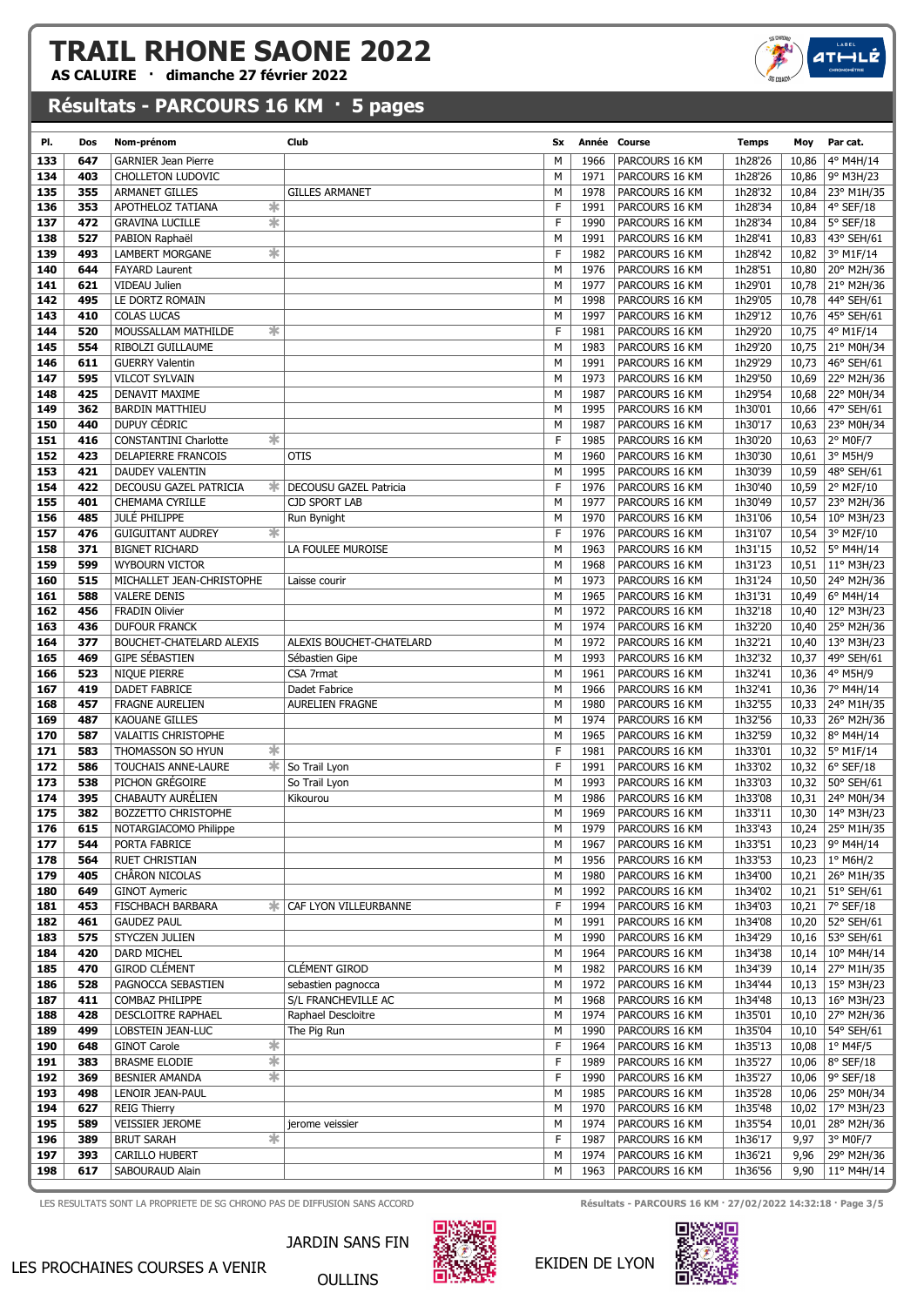# TRAIL RHONE SAONE 2022

**AS CALUIRE · dimanche 27 février 2022**

## Résultats - PARCOURS 16 KM · 5 pages

| Pl. | Dos | Nom-prénom | Club | Sx | Année | Course | Temps | Moy | Par cat. |
|---|---|---|---|---|---|---|---|---|---|
| 133 | 647 | GARNIER Jean Pierre | | M | 1966 | PARCOURS 16 KM | 1h28'26 | 10,86 | 4° M4H/14 |
| 134 | 403 | CHOLLETON LUDOVIC | | M | 1971 | PARCOURS 16 KM | 1h28'26 | 10,86 | 9° M3H/23 |
| 135 | 355 | ARMANET GILLES | GILLES ARMANET | M | 1978 | PARCOURS 16 KM | 1h28'32 | 10,84 | 23° M1H/35 |
| 136 | 353 | APOTHELOZ TATIANA * | | F | 1991 | PARCOURS 16 KM | 1h28'34 | 10,84 | 4° SEF/18 |
| 137 | 472 | GRAVINA LUCILLE * | | F | 1990 | PARCOURS 16 KM | 1h28'34 | 10,84 | 5° SEF/18 |
| 138 | 527 | PABION Raphaël | | M | 1991 | PARCOURS 16 KM | 1h28'41 | 10,83 | 43° SEH/61 |
| 139 | 493 | LAMBERT MORGANE * | | F | 1982 | PARCOURS 16 KM | 1h28'42 | 10,82 | 3° M1F/14 |
| 140 | 644 | FAYARD Laurent | | M | 1976 | PARCOURS 16 KM | 1h28'51 | 10,80 | 20° M2H/36 |
| 141 | 621 | VIDEAU Julien | | M | 1977 | PARCOURS 16 KM | 1h29'01 | 10,78 | 21° M2H/36 |
| 142 | 495 | LE DORTZ ROMAIN | | M | 1998 | PARCOURS 16 KM | 1h29'05 | 10,78 | 44° SEH/61 |
| 143 | 410 | COLAS LUCAS | | M | 1997 | PARCOURS 16 KM | 1h29'12 | 10,76 | 45° SEH/61 |
| 144 | 520 | MOUSSALLAM MATHILDE * | | F | 1981 | PARCOURS 16 KM | 1h29'20 | 10,75 | 4° M1F/14 |
| 145 | 554 | RIBOLZI GUILLAUME | | M | 1983 | PARCOURS 16 KM | 1h29'20 | 10,75 | 21° M0H/34 |
| 146 | 611 | GUERRY Valentin | | M | 1991 | PARCOURS 16 KM | 1h29'29 | 10,73 | 46° SEH/61 |
| 147 | 595 | VILCOT SYLVAIN | | M | 1973 | PARCOURS 16 KM | 1h29'50 | 10,69 | 22° M2H/36 |
| 148 | 425 | DENAVIT MAXIME | | M | 1987 | PARCOURS 16 KM | 1h29'54 | 10,68 | 22° M0H/34 |
| 149 | 362 | BARDIN MATTHIEU | | M | 1995 | PARCOURS 16 KM | 1h30'01 | 10,66 | 47° SEH/61 |
| 150 | 440 | DUPUY CÉDRIC | | M | 1987 | PARCOURS 16 KM | 1h30'17 | 10,63 | 23° M0H/34 |
| 151 | 416 | CONSTANTINI Charlotte * | | F | 1985 | PARCOURS 16 KM | 1h30'20 | 10,63 | 2° M0F/7 |
| 152 | 423 | DELAPIERRE FRANCOIS | OTIS | M | 1960 | PARCOURS 16 KM | 1h30'30 | 10,61 | 3° M5H/9 |
| 153 | 421 | DAUDEY VALENTIN | | M | 1995 | PARCOURS 16 KM | 1h30'39 | 10,59 | 48° SEH/61 |
| 154 | 422 | DECOUSU GAZEL PATRICIA * | DECOUSU GAZEL Patricia | F | 1976 | PARCOURS 16 KM | 1h30'40 | 10,59 | 2° M2F/10 |
| 155 | 401 | CHEMAMA CYRILLE | CJD SPORT LAB | M | 1977 | PARCOURS 16 KM | 1h30'49 | 10,57 | 23° M2H/36 |
| 156 | 485 | JULÉ PHILIPPE | Run Bynight | M | 1970 | PARCOURS 16 KM | 1h31'06 | 10,54 | 10° M3H/23 |
| 157 | 476 | GUIGUITANT AUDREY * | | F | 1976 | PARCOURS 16 KM | 1h31'07 | 10,54 | 3° M2F/10 |
| 158 | 371 | BIGNET RICHARD | LA FOULEE MUROISE | M | 1963 | PARCOURS 16 KM | 1h31'15 | 10,52 | 5° M4H/14 |
| 159 | 599 | WYBOURN VICTOR | | M | 1968 | PARCOURS 16 KM | 1h31'23 | 10,51 | 11° M3H/23 |
| 160 | 515 | MICHALLET JEAN-CHRISTOPHE | Laisse courir | M | 1973 | PARCOURS 16 KM | 1h31'24 | 10,50 | 24° M2H/36 |
| 161 | 588 | VALERE DENIS | | M | 1965 | PARCOURS 16 KM | 1h31'31 | 10,49 | 6° M4H/14 |
| 162 | 456 | FRADIN Olivier | | M | 1972 | PARCOURS 16 KM | 1h32'18 | 10,40 | 12° M3H/23 |
| 163 | 436 | DUFOUR FRANCK | | M | 1974 | PARCOURS 16 KM | 1h32'20 | 10,40 | 25° M2H/36 |
| 164 | 377 | BOUCHET-CHATELARD ALEXIS | ALEXIS BOUCHET-CHATELARD | M | 1972 | PARCOURS 16 KM | 1h32'21 | 10,40 | 13° M3H/23 |
| 165 | 469 | GIPE SÉBASTIEN | Sébastien Gipe | M | 1993 | PARCOURS 16 KM | 1h32'32 | 10,37 | 49° SEH/61 |
| 166 | 523 | NIQUE PIERRE | CSA 7rmat | M | 1961 | PARCOURS 16 KM | 1h32'41 | 10,36 | 4° M5H/9 |
| 167 | 419 | DADET FABRICE | Dadet Fabrice | M | 1966 | PARCOURS 16 KM | 1h32'41 | 10,36 | 7° M4H/14 |
| 168 | 457 | FRAGNE AURELIEN | AURELIEN FRAGNE | M | 1980 | PARCOURS 16 KM | 1h32'55 | 10,33 | 24° M1H/35 |
| 169 | 487 | KAOUANE GILLES | | M | 1974 | PARCOURS 16 KM | 1h32'56 | 10,33 | 26° M2H/36 |
| 170 | 587 | VALAITIS CHRISTOPHE | | M | 1965 | PARCOURS 16 KM | 1h32'59 | 10,32 | 8° M4H/14 |
| 171 | 583 | THOMASSON SO HYUN * | | F | 1981 | PARCOURS 16 KM | 1h33'01 | 10,32 | 5° M1F/14 |
| 172 | 586 | TOUCHAIS ANNE-LAURE * | So Trail Lyon | F | 1991 | PARCOURS 16 KM | 1h33'02 | 10,32 | 6° SEF/18 |
| 173 | 538 | PICHON GRÉGOIRE | So Trail Lyon | M | 1993 | PARCOURS 16 KM | 1h33'03 | 10,32 | 50° SEH/61 |
| 174 | 395 | CHABAUTY AURÉLIEN | Kikourou | M | 1986 | PARCOURS 16 KM | 1h33'08 | 10,31 | 24° M0H/34 |
| 175 | 382 | BOZZETTO CHRISTOPHE | | M | 1969 | PARCOURS 16 KM | 1h33'11 | 10,30 | 14° M3H/23 |
| 176 | 615 | NOTARGIACOMO Philippe | | M | 1979 | PARCOURS 16 KM | 1h33'43 | 10,24 | 25° M1H/35 |
| 177 | 544 | PORTA FABRICE | | M | 1967 | PARCOURS 16 KM | 1h33'51 | 10,23 | 9° M4H/14 |
| 178 | 564 | RUET CHRISTIAN | | M | 1956 | PARCOURS 16 KM | 1h33'53 | 10,23 | 1° M6H/2 |
| 179 | 405 | CHÂRON NICOLAS | | M | 1980 | PARCOURS 16 KM | 1h34'00 | 10,21 | 26° M1H/35 |
| 180 | 649 | GINOT Aymeric | | M | 1992 | PARCOURS 16 KM | 1h34'02 | 10,21 | 51° SEH/61 |
| 181 | 453 | FISCHBACH BARBARA * | CAF LYON VILLEURBANNE | F | 1994 | PARCOURS 16 KM | 1h34'03 | 10,21 | 7° SEF/18 |
| 182 | 461 | GAUDEZ PAUL | | M | 1991 | PARCOURS 16 KM | 1h34'08 | 10,20 | 52° SEH/61 |
| 183 | 575 | STYCZEN JULIEN | | M | 1990 | PARCOURS 16 KM | 1h34'29 | 10,16 | 53° SEH/61 |
| 184 | 420 | DARD MICHEL | | M | 1964 | PARCOURS 16 KM | 1h34'38 | 10,14 | 10° M4H/14 |
| 185 | 470 | GIROD CLÉMENT | CLÉMENT GIROD | M | 1982 | PARCOURS 16 KM | 1h34'39 | 10,14 | 27° M1H/35 |
| 186 | 528 | PAGNOCCA SEBASTIEN | sebastien pagnocca | M | 1972 | PARCOURS 16 KM | 1h34'44 | 10,13 | 15° M3H/23 |
| 187 | 411 | COMBAZ PHILIPPE | S/L FRANCHEVILLE AC | M | 1968 | PARCOURS 16 KM | 1h34'48 | 10,13 | 16° M3H/23 |
| 188 | 428 | DESCLOITRE RAPHAEL | Raphael Descloitre | M | 1974 | PARCOURS 16 KM | 1h35'01 | 10,10 | 27° M2H/36 |
| 189 | 499 | LOBSTEIN JEAN-LUC | The Pig Run | M | 1990 | PARCOURS 16 KM | 1h35'04 | 10,10 | 54° SEH/61 |
| 190 | 648 | GINOT Carole * | | F | 1964 | PARCOURS 16 KM | 1h35'13 | 10,08 | 1° M4F/5 |
| 191 | 383 | BRASME ELODIE * | | F | 1989 | PARCOURS 16 KM | 1h35'27 | 10,06 | 8° SEF/18 |
| 192 | 369 | BESNIER AMANDA * | | F | 1990 | PARCOURS 16 KM | 1h35'27 | 10,06 | 9° SEF/18 |
| 193 | 498 | LENOIR JEAN-PAUL | | M | 1985 | PARCOURS 16 KM | 1h35'28 | 10,06 | 25° M0H/34 |
| 194 | 627 | REIG Thierry | | M | 1970 | PARCOURS 16 KM | 1h35'48 | 10,02 | 17° M3H/23 |
| 195 | 589 | VEISSIER JEROME | jerome veissier | M | 1974 | PARCOURS 16 KM | 1h35'54 | 10,01 | 28° M2H/36 |
| 196 | 389 | BRUT SARAH * | | F | 1987 | PARCOURS 16 KM | 1h36'17 | 9,97 | 3° M0F/7 |
| 197 | 393 | CARILLO HUBERT | | M | 1974 | PARCOURS 16 KM | 1h36'21 | 9,96 | 29° M2H/36 |
| 198 | 617 | SABOURAUD Alain | | M | 1963 | PARCOURS 16 KM | 1h36'56 | 9,90 | 11° M4H/14 |

LES RESULTATS SONT LA PROPRIETE DE SG CHRONO PAS DE DIFFUSION SANS ACCORD

Résultats - PARCOURS 16 KM · 27/02/2022 14:32:18

LES PROCHAINES COURSES A VENIR

JARDIN SANS FIN — OULLINS

EKIDEN DE LYON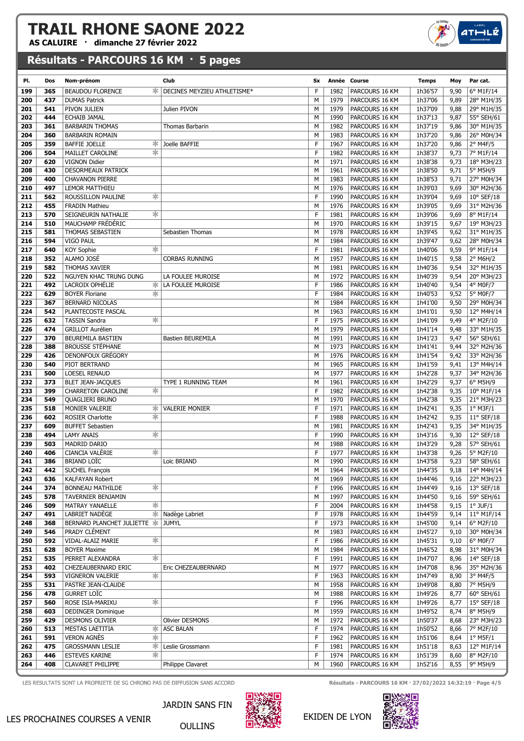# TRAIL RHONE SAONE 2022

**AS CALUIRE · dimanche 27 février 2022**

## Résultats - PARCOURS 16 KM · 5 pages

| Pl. | Dos | Nom-prénom | Club | Sx | Année | Course | Temps | Moy | Par cat. |
|---|---|---|---|---|---|---|---|---|---|
| 199 | 365 | BEAUDOU FLORENCE * | DECINES MEYZIEU ATHLETISME* | F | 1982 | PARCOURS 16 KM | 1h36'57 | 9,90 | 6° M1F/14 |
| 200 | 437 | DUMAS Patrick | | M | 1979 | PARCOURS 16 KM | 1h37'06 | 9,89 | 28° M1H/35 |
| 201 | 541 | PIVON JULIEN | Julien PIVON | M | 1979 | PARCOURS 16 KM | 1h37'09 | 9,88 | 29° M1H/35 |
| 202 | 444 | ECHAIB JAMAL | | M | 1990 | PARCOURS 16 KM | 1h37'13 | 9,87 | 55° SEH/61 |
| 203 | 361 | BARBARIN THOMAS | Thomas Barbarin | M | 1982 | PARCOURS 16 KM | 1h37'19 | 9,86 | 30° M1H/35 |
| 204 | 360 | BARBARIN ROMAIN | | M | 1983 | PARCOURS 16 KM | 1h37'20 | 9,86 | 26° M0H/34 |
| 205 | 359 | BAFFIE JOELLE * | Joelle BAFFIE | F | 1967 | PARCOURS 16 KM | 1h37'20 | 9,86 | 2° M4F/5 |
| 206 | 504 | MAILLET CAROLINE * | | F | 1982 | PARCOURS 16 KM | 1h38'37 | 9,73 | 7° M1F/14 |
| 207 | 620 | VIGNON Didier | | M | 1971 | PARCOURS 16 KM | 1h38'38 | 9,73 | 18° M3H/23 |
| 208 | 430 | DESORMEAUX PATRICK | | M | 1961 | PARCOURS 16 KM | 1h38'50 | 9,71 | 5° M5H/9 |
| 209 | 400 | CHAVANON PIERRE | | M | 1983 | PARCOURS 16 KM | 1h38'53 | 9,71 | 27° M0H/34 |
| 210 | 497 | LEMOR MATTHIEU | | M | 1976 | PARCOURS 16 KM | 1h39'03 | 9,69 | 30° M2H/36 |
| 211 | 562 | ROUSSILLON PAULINE * | | F | 1990 | PARCOURS 16 KM | 1h39'04 | 9,69 | 10° SEF/18 |
| 212 | 455 | FRADIN Mathieu | | M | 1976 | PARCOURS 16 KM | 1h39'05 | 9,69 | 31° M2H/36 |
| 213 | 570 | SEIGNEURIN NATHALIE * | | F | 1981 | PARCOURS 16 KM | 1h39'06 | 9,69 | 8° M1F/14 |
| 214 | 510 | MAUCHAMP FRÉDÉRIC | | M | 1970 | PARCOURS 16 KM | 1h39'15 | 9,67 | 19° M3H/23 |
| 215 | 581 | THOMAS SEBASTIEN | Sebastien Thomas | M | 1978 | PARCOURS 16 KM | 1h39'45 | 9,62 | 31° M1H/35 |
| 216 | 594 | VIGO PAUL | | M | 1984 | PARCOURS 16 KM | 1h39'47 | 9,62 | 28° M0H/34 |
| 217 | 640 | KOY Sophie * | | F | 1981 | PARCOURS 16 KM | 1h40'06 | 9,59 | 9° M1F/14 |
| 218 | 352 | ALAMO JOSÉ | CORBAS RUNNING | M | 1957 | PARCOURS 16 KM | 1h40'15 | 9,58 | 2° M6H/2 |
| 219 | 582 | THOMAS XAVIER | | M | 1981 | PARCOURS 16 KM | 1h40'36 | 9,54 | 32° M1H/35 |
| 220 | 522 | NGUYEN KHAC TRUNG DUNG | LA FOULEE MUROISE | M | 1972 | PARCOURS 16 KM | 1h40'39 | 9,54 | 20° M3H/23 |
| 221 | 492 | LACROIX OPHÉLIE * | LA FOULEE MUROISE | F | 1986 | PARCOURS 16 KM | 1h40'40 | 9,54 | 4° M0F/7 |
| 222 | 629 | BOYER Floriane * | | F | 1984 | PARCOURS 16 KM | 1h40'53 | 9,52 | 5° M0F/7 |
| 223 | 367 | BERNARD NICOLAS | | M | 1984 | PARCOURS 16 KM | 1h41'00 | 9,50 | 29° M0H/34 |
| 224 | 542 | PLANTECOSTE PASCAL | | M | 1963 | PARCOURS 16 KM | 1h41'01 | 9,50 | 12° M4H/14 |
| 225 | 632 | TASSIN Sandra * | | F | 1975 | PARCOURS 16 KM | 1h41'09 | 9,49 | 4° M2F/10 |
| 226 | 474 | GRILLOT Aurélien | | M | 1979 | PARCOURS 16 KM | 1h41'14 | 9,48 | 33° M1H/35 |
| 227 | 370 | BEUREMILA BASTIEN | Bastien BEUREMILA | M | 1991 | PARCOURS 16 KM | 1h41'23 | 9,47 | 56° SEH/61 |
| 228 | 388 | BROUSSE STÉPHANE | | M | 1973 | PARCOURS 16 KM | 1h41'41 | 9,44 | 32° M2H/36 |
| 229 | 426 | DENONFOUX GRÉGORY | | M | 1976 | PARCOURS 16 KM | 1h41'54 | 9,42 | 33° M2H/36 |
| 230 | 540 | PIOT BERTRAND | | M | 1965 | PARCOURS 16 KM | 1h41'59 | 9,41 | 13° M4H/14 |
| 231 | 500 | LOESEL RENAUD | | M | 1977 | PARCOURS 16 KM | 1h42'28 | 9,37 | 34° M2H/36 |
| 232 | 373 | BLET JEAN-JACQUES | TYPE 1 RUNNING TEAM | M | 1961 | PARCOURS 16 KM | 1h42'29 | 9,37 | 6° M5H/9 |
| 233 | 399 | CHARRETON CAROLINE * | | F | 1982 | PARCOURS 16 KM | 1h42'38 | 9,35 | 10° M1F/14 |
| 234 | 549 | QUAGLIERI BRUNO | | M | 1970 | PARCOURS 16 KM | 1h42'38 | 9,35 | 21° M3H/23 |
| 235 | 518 | MONIER VALERIE * | VALERIE MONIER | F | 1971 | PARCOURS 16 KM | 1h42'41 | 9,35 | 1° M3F/1 |
| 236 | 602 | ROSIER Charlotte * | | F | 1988 | PARCOURS 16 KM | 1h42'42 | 9,35 | 11° SEF/18 |
| 237 | 609 | BUFFET Sebastien | | M | 1981 | PARCOURS 16 KM | 1h42'43 | 9,35 | 34° M1H/35 |
| 238 | 494 | LAMY ANAIS * | | F | 1990 | PARCOURS 16 KM | 1h43'16 | 9,30 | 12° SEF/18 |
| 239 | 503 | MADRID DARIO | | M | 1988 | PARCOURS 16 KM | 1h43'29 | 9,28 | 57° SEH/61 |
| 240 | 406 | CIANCIA VALÉRIE * | | F | 1977 | PARCOURS 16 KM | 1h43'38 | 9,26 | 5° M2F/10 |
| 241 | 386 | BRIAND LOÏC | Loïc BRIAND | M | 1990 | PARCOURS 16 KM | 1h43'58 | 9,23 | 58° SEH/61 |
| 242 | 442 | SUCHEL François | | M | 1964 | PARCOURS 16 KM | 1h44'35 | 9,18 | 14° M4H/14 |
| 243 | 636 | KALFAYAN Robert | | M | 1969 | PARCOURS 16 KM | 1h44'46 | 9,16 | 22° M3H/23 |
| 244 | 374 | BONNEAU MATHILDE * | | F | 1996 | PARCOURS 16 KM | 1h44'49 | 9,16 | 13° SEF/18 |
| 245 | 578 | TAVERNIER BENJAMIN | | M | 1997 | PARCOURS 16 KM | 1h44'50 | 9,16 | 59° SEH/61 |
| 246 | 509 | MATRAY YANAELLE * | | F | 2004 | PARCOURS 16 KM | 1h44'58 | 9,15 | 1° JUF/1 |
| 247 | 491 | LABRIET NADÈGE * | Nadège Labriet | F | 1978 | PARCOURS 16 KM | 1h44'59 | 9,14 | 11° M1F/14 |
| 248 | 368 | BERNARD PLANCHET JULIETTE * | JUMYL | F | 1973 | PARCOURS 16 KM | 1h45'00 | 9,14 | 6° M2F/10 |
| 249 | 546 | PRADY CLÉMENT | | M | 1983 | PARCOURS 16 KM | 1h45'27 | 9,10 | 30° M0H/34 |
| 250 | 592 | VIDAL-ALAIZ MARIE * | | F | 1986 | PARCOURS 16 KM | 1h45'31 | 9,10 | 6° M0F/7 |
| 251 | 628 | BOYER Maxime | | M | 1984 | PARCOURS 16 KM | 1h46'52 | 8,98 | 31° M0H/34 |
| 252 | 535 | PERRET ALEXANDRA * | | F | 1991 | PARCOURS 16 KM | 1h47'07 | 8,96 | 14° SEF/18 |
| 253 | 402 | CHEZEAUBERNARD ERIC | Eric CHEZEAUBERNARD | M | 1977 | PARCOURS 16 KM | 1h47'08 | 8,96 | 35° M2H/36 |
| 254 | 593 | VIGNERON VALERIE * | | F | 1963 | PARCOURS 16 KM | 1h47'49 | 8,90 | 3° M4F/5 |
| 255 | 531 | PASTRE JEAN-CLAUDE | | M | 1958 | PARCOURS 16 KM | 1h49'08 | 8,80 | 7° M5H/9 |
| 256 | 478 | GURRET LOÏC | | M | 1988 | PARCOURS 16 KM | 1h49'26 | 8,77 | 60° SEH/61 |
| 257 | 560 | ROSE ISIA-MARIXU * | | F | 1996 | PARCOURS 16 KM | 1h49'26 | 8,77 | 15° SEF/18 |
| 258 | 603 | DEDINGER Dominique | | M | 1959 | PARCOURS 16 KM | 1h49'52 | 8,74 | 8° M5H/9 |
| 259 | 429 | DESMONS OLIVIER | Olivier DESMONS | M | 1972 | PARCOURS 16 KM | 1h50'37 | 8,68 | 23° M3H/23 |
| 260 | 513 | MESTAS LAETITIA * | ASC BALAN | F | 1974 | PARCOURS 16 KM | 1h50'52 | 8,66 | 7° M2F/10 |
| 261 | 591 | VERON AGNÈS * | | F | 1962 | PARCOURS 16 KM | 1h51'06 | 8,64 | 1° M5F/1 |
| 262 | 475 | GROSSMANN LESLIE * | Leslie Grossmann | F | 1981 | PARCOURS 16 KM | 1h51'18 | 8,63 | 12° M1F/14 |
| 263 | 446 | ESTEVES KARINE * | | F | 1974 | PARCOURS 16 KM | 1h51'39 | 8,60 | 8° M2F/10 |
| 264 | 408 | CLAVARET PHILIPPE | Philippe Clavaret | M | 1960 | PARCOURS 16 KM | 1h52'16 | 8,55 | 9° M5H/9 |

LES RESULTATS SONT LA PROPRIETE DE SG CHRONO PAS DE DIFFUSION SANS ACCORD

Résultats - PARCOURS 16 KM · 27/02/2022 14:32:19

LES PROCHAINES COURSES A VENIR

JARDIN SANS FIN

OULLINS

EKIDEN DE LYON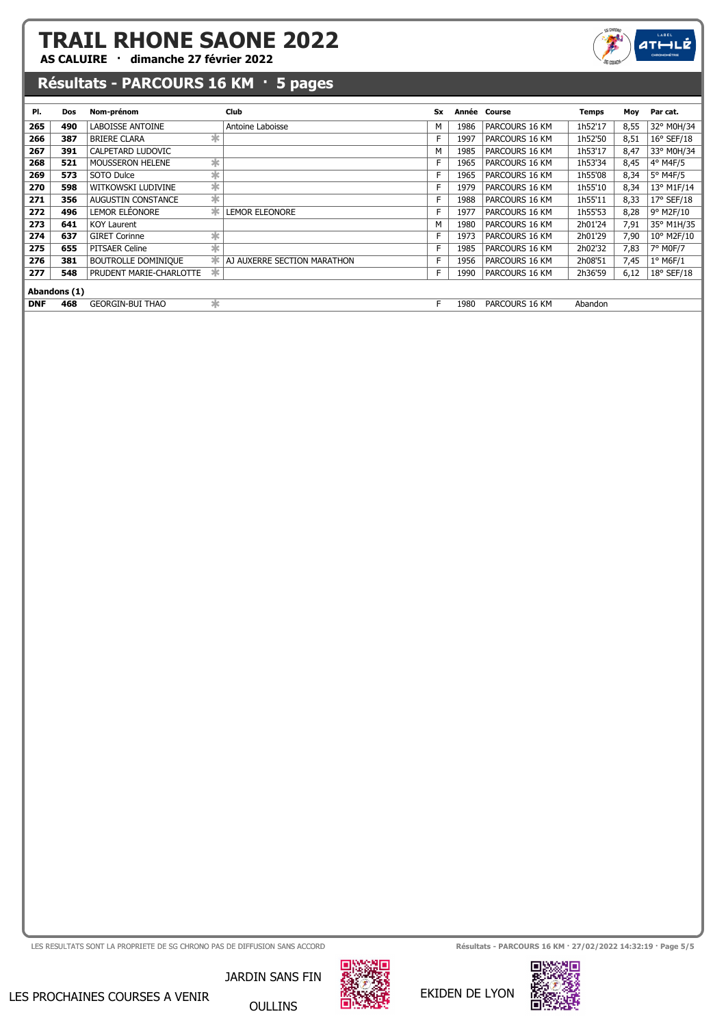# TRAIL RHONE SAONE 2022

**AS CALUIRE · dimanche 27 février 2022**

## Résultats - PARCOURS 16 KM · 5 pages

| Pl. | Dos | Nom-prénom | | Club | Sx | Année | Course | Temps | Moy | Par cat. |
|---|---|---|---|---|---|---|---|---|---|---|
| 265 | 490 | LABOISSE ANTOINE | | Antoine Laboisse | M | 1986 | PARCOURS 16 KM | 1h52'17 | 8,55 | 32° M0H/34 |
| 266 | 387 | BRIERE CLARA | * | | F | 1997 | PARCOURS 16 KM | 1h52'50 | 8,51 | 16° SEF/18 |
| 267 | 391 | CALPETARD LUDOVIC | | | M | 1985 | PARCOURS 16 KM | 1h53'17 | 8,47 | 33° M0H/34 |
| 268 | 521 | MOUSSERON HELENE | * | | F | 1965 | PARCOURS 16 KM | 1h53'34 | 8,45 | 4° M4F/5 |
| 269 | 573 | SOTO Dulce | * | | F | 1965 | PARCOURS 16 KM | 1h55'08 | 8,34 | 5° M4F/5 |
| 270 | 598 | WITKOWSKI LUDIVINE | * | | F | 1979 | PARCOURS 16 KM | 1h55'10 | 8,34 | 13° M1F/14 |
| 271 | 356 | AUGUSTIN CONSTANCE | * | | F | 1988 | PARCOURS 16 KM | 1h55'11 | 8,33 | 17° SEF/18 |
| 272 | 496 | LEMOR ELÉONORE | * | LEMOR ELEONORE | F | 1977 | PARCOURS 16 KM | 1h55'53 | 8,28 | 9° M2F/10 |
| 273 | 641 | KOY Laurent | | | M | 1980 | PARCOURS 16 KM | 2h01'24 | 7,91 | 35° M1H/35 |
| 274 | 637 | GIRET Corinne | * | | F | 1973 | PARCOURS 16 KM | 2h01'29 | 7,90 | 10° M2F/10 |
| 275 | 655 | PITSAER Celine | * | | F | 1985 | PARCOURS 16 KM | 2h02'32 | 7,83 | 7° M0F/7 |
| 276 | 381 | BOUTROLLE DOMINIQUE | * | AJ AUXERRE SECTION MARATHON | F | 1956 | PARCOURS 16 KM | 2h08'51 | 7,45 | 1° M6F/1 |
| 277 | 548 | PRUDENT MARIE-CHARLOTTE | * | | F | 1990 | PARCOURS 16 KM | 2h36'59 | 6,12 | 18° SEF/18 |

**Abandons (1)**

| Pl. | Dos | Nom-prénom | | Club | Sx | Année | Course | Temps | Moy | Par cat. |
|---|---|---|---|---|---|---|---|---|---|---|
| DNF | 468 | GEORGIN-BUI THAO | * | | F | 1980 | PARCOURS 16 KM | Abandon | | |

LES RESULTATS SONT LA PROPRIETE DE SG CHRONO PAS DE DIFFUSION SANS ACCORD

LES PROCHAINES COURSES A VENIR — JARDIN SANS FIN OULLINS — EKIDEN DE LYON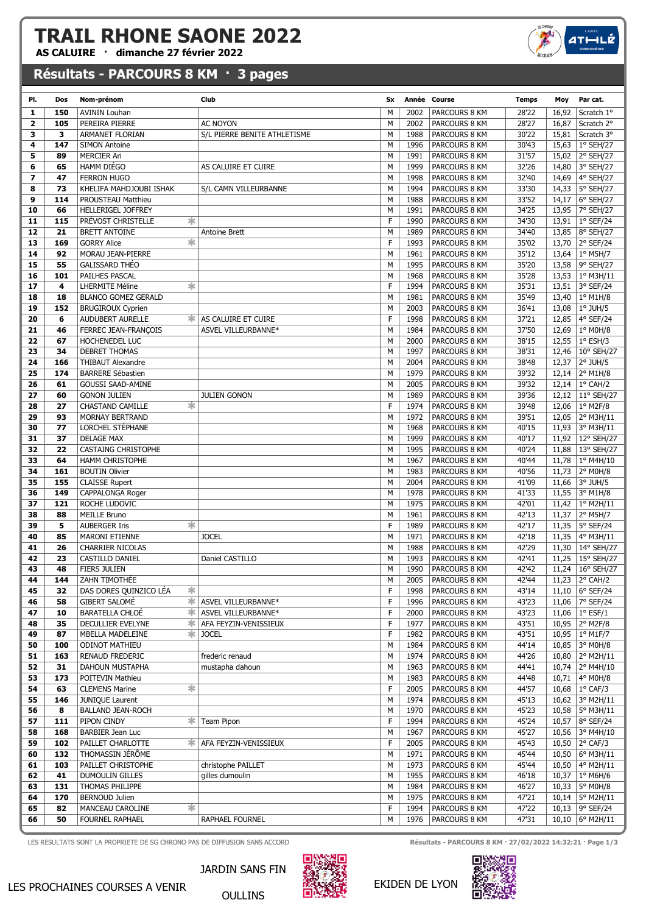# TRAIL RHONE SAONE 2022

**AS CALUIRE · dimanche 27 février 2022**

## Résultats - PARCOURS 8 KM · 3 pages

| Pl. | Dos | Nom-prénom | | Club | Sx | Année | Course | Temps | Moy | Par cat. |
|---|---|---|---|---|---|---|---|---|---|---|
| 1 | 150 | AVININ Louhan | | | M | 2002 | PARCOURS 8 KM | 28'22 | 16,92 | Scratch 1° |
| 2 | 105 | PEREIRA PIERRE | | AC NOYON | M | 2002 | PARCOURS 8 KM | 28'27 | 16,87 | Scratch 2° |
| 3 | 3 | ARMANET FLORIAN | | S/L PIERRE BENITE ATHLETISME | M | 1988 | PARCOURS 8 KM | 30'22 | 15,81 | Scratch 3° |
| 4 | 147 | SIMON Antoine | | | M | 1996 | PARCOURS 8 KM | 30'43 | 15,63 | 1° SEH/27 |
| 5 | 89 | MERCIER Ari | | | M | 1991 | PARCOURS 8 KM | 31'57 | 15,02 | 2° SEH/27 |
| 6 | 65 | HAMM DIÉGO | | AS CALUIRE ET CUIRE | M | 1999 | PARCOURS 8 KM | 32'26 | 14,80 | 3° SEH/27 |
| 7 | 47 | FERRON HUGO | | | M | 1998 | PARCOURS 8 KM | 32'40 | 14,69 | 4° SEH/27 |
| 8 | 73 | KHELIFA MAHDJOUBI ISHAK | | S/L CAMN VILLEURBANNE | M | 1994 | PARCOURS 8 KM | 33'30 | 14,33 | 5° SEH/27 |
| 9 | 114 | PROUSTEAU Matthieu | | | M | 1988 | PARCOURS 8 KM | 33'52 | 14,17 | 6° SEH/27 |
| 10 | 66 | HELLERIGEL JOFFREY | | | M | 1991 | PARCOURS 8 KM | 34'25 | 13,95 | 7° SEH/27 |
| 11 | 115 | PRÉVOST CHRISTELLE | * | | F | 1990 | PARCOURS 8 KM | 34'30 | 13,91 | 1° SEF/24 |
| 12 | 21 | BRETT ANTOINE | | Antoine Brett | M | 1989 | PARCOURS 8 KM | 34'40 | 13,85 | 8° SEH/27 |
| 13 | 169 | GORRY Alice | * | | F | 1993 | PARCOURS 8 KM | 35'02 | 13,70 | 2° SEF/24 |
| 14 | 92 | MORAU JEAN-PIERRE | | | M | 1961 | PARCOURS 8 KM | 35'12 | 13,64 | 1° M5H/7 |
| 15 | 55 | GALISSARD THÉO | | | M | 1995 | PARCOURS 8 KM | 35'20 | 13,58 | 9° SEH/27 |
| 16 | 101 | PAILHES PASCAL | | | M | 1968 | PARCOURS 8 KM | 35'28 | 13,53 | 1° M3H/11 |
| 17 | 4 | LHERMITE Méline | * | | F | 1994 | PARCOURS 8 KM | 35'31 | 13,51 | 3° SEF/24 |
| 18 | 18 | BLANCO GOMEZ GERALD | | | M | 1981 | PARCOURS 8 KM | 35'49 | 13,40 | 1° M1H/8 |
| 19 | 152 | BRUGIROUX Cyprien | | | M | 2003 | PARCOURS 8 KM | 36'41 | 13,08 | 1° JUH/5 |
| 20 | 6 | AUDUBERT AURELLE | * | AS CALUIRE ET CUIRE | F | 1998 | PARCOURS 8 KM | 37'21 | 12,85 | 4° SEF/24 |
| 21 | 46 | FERREC JEAN-FRANÇOIS | | ASVEL VILLEURBANNE* | M | 1984 | PARCOURS 8 KM | 37'50 | 12,69 | 1° M0H/8 |
| 22 | 67 | HOCHENEDEL LUC | | | M | 2000 | PARCOURS 8 KM | 38'15 | 12,55 | 1° ESH/3 |
| 23 | 34 | DEBRET THOMAS | | | M | 1997 | PARCOURS 8 KM | 38'31 | 12,46 | 10° SEH/27 |
| 24 | 166 | THIBAUT Alexandre | | | M | 2004 | PARCOURS 8 KM | 38'48 | 12,37 | 2° JUH/5 |
| 25 | 174 | BARRERE Sébastien | | | M | 1979 | PARCOURS 8 KM | 39'32 | 12,14 | 2° M1H/8 |
| 26 | 61 | GOUSSI SAAD-AMINE | | | M | 2005 | PARCOURS 8 KM | 39'32 | 12,14 | 1° CAH/2 |
| 27 | 60 | GONON JULIEN | | JULIEN GONON | M | 1989 | PARCOURS 8 KM | 39'36 | 12,12 | 11° SEH/27 |
| 28 | 27 | CHASTAND CAMILLE | * | | F | 1974 | PARCOURS 8 KM | 39'48 | 12,06 | 1° M2F/8 |
| 29 | 93 | MORNAY BERTRAND | | | M | 1972 | PARCOURS 8 KM | 39'51 | 12,05 | 2° M3H/11 |
| 30 | 77 | LORCHEL STÉPHANE | | | M | 1968 | PARCOURS 8 KM | 40'15 | 11,93 | 3° M3H/11 |
| 31 | 37 | DELAGE MAX | | | M | 1999 | PARCOURS 8 KM | 40'17 | 11,92 | 12° SEH/27 |
| 32 | 22 | CASTAING CHRISTOPHE | | | M | 1995 | PARCOURS 8 KM | 40'24 | 11,88 | 13° SEH/27 |
| 33 | 64 | HAMM CHRISTOPHE | | | M | 1967 | PARCOURS 8 KM | 40'44 | 11,78 | 1° M4H/10 |
| 34 | 161 | BOUTIN Olivier | | | M | 1983 | PARCOURS 8 KM | 40'56 | 11,73 | 2° M0H/8 |
| 35 | 155 | CLAISSE Rupert | | | M | 2004 | PARCOURS 8 KM | 41'09 | 11,66 | 3° JUH/5 |
| 36 | 149 | CAPPALONGA Roger | | | M | 1978 | PARCOURS 8 KM | 41'33 | 11,55 | 3° M1H/8 |
| 37 | 121 | ROCHE LUDOVIC | | | M | 1975 | PARCOURS 8 KM | 42'01 | 11,42 | 1° M2H/11 |
| 38 | 88 | MEILLE Bruno | | | M | 1961 | PARCOURS 8 KM | 42'13 | 11,37 | 2° M5H/7 |
| 39 | 5 | AUBERGER Iris | * | | F | 1989 | PARCOURS 8 KM | 42'17 | 11,35 | 5° SEF/24 |
| 40 | 85 | MARONI ETIENNE | | JOCEL | M | 1971 | PARCOURS 8 KM | 42'18 | 11,35 | 4° M3H/11 |
| 41 | 26 | CHARRIER NICOLAS | | | M | 1988 | PARCOURS 8 KM | 42'29 | 11,30 | 14° SEH/27 |
| 42 | 23 | CASTILLO DANIEL | | Daniel CASTILLO | M | 1993 | PARCOURS 8 KM | 42'41 | 11,25 | 15° SEH/27 |
| 43 | 48 | FIERS JULIEN | | | M | 1990 | PARCOURS 8 KM | 42'42 | 11,24 | 16° SEH/27 |
| 44 | 144 | ZAHN TIMOTHÉE | | | M | 2005 | PARCOURS 8 KM | 42'44 | 11,23 | 2° CAH/2 |
| 45 | 32 | DAS DORES QUINZICO LÉA | * | | F | 1998 | PARCOURS 8 KM | 43'14 | 11,10 | 6° SEF/24 |
| 46 | 58 | GIBERT SALOMÉ | * | ASVEL VILLEURBANNE* | F | 1996 | PARCOURS 8 KM | 43'23 | 11,06 | 7° SEF/24 |
| 47 | 10 | BARATELLA CHLOÉ | * | ASVEL VILLEURBANNE* | F | 2000 | PARCOURS 8 KM | 43'23 | 11,06 | 1° ESF/1 |
| 48 | 35 | DECULLIER EVELYNE | * | AFA FEYZIN-VENISSIEUX | F | 1977 | PARCOURS 8 KM | 43'51 | 10,95 | 2° M2F/8 |
| 49 | 87 | MBELLA MADELEINE | * | JOCEL | F | 1982 | PARCOURS 8 KM | 43'51 | 10,95 | 1° M1F/7 |
| 50 | 100 | ODINOT MATHIEU | | | M | 1984 | PARCOURS 8 KM | 44'14 | 10,85 | 3° M0H/8 |
| 51 | 163 | RENAUD FREDERIC | | frederic renaud | M | 1974 | PARCOURS 8 KM | 44'26 | 10,80 | 2° M2H/11 |
| 52 | 31 | DAHOUN MUSTAPHA | | mustapha dahoun | M | 1963 | PARCOURS 8 KM | 44'41 | 10,74 | 2° M4H/10 |
| 53 | 173 | POITEVIN Mathieu | | | M | 1983 | PARCOURS 8 KM | 44'48 | 10,71 | 4° M0H/8 |
| 54 | 63 | CLEMENS Marine | * | | F | 2005 | PARCOURS 8 KM | 44'57 | 10,68 | 1° CAF/3 |
| 55 | 146 | JUNIQUE Laurent | | | M | 1974 | PARCOURS 8 KM | 45'13 | 10,62 | 3° M2H/11 |
| 56 | 8 | BALLAND JEAN-ROCH | | | M | 1970 | PARCOURS 8 KM | 45'23 | 10,58 | 5° M3H/11 |
| 57 | 111 | PIPON CINDY | * | Team Pipon | F | 1994 | PARCOURS 8 KM | 45'24 | 10,57 | 8° SEF/24 |
| 58 | 168 | BARBIER Jean Luc | | | M | 1967 | PARCOURS 8 KM | 45'27 | 10,56 | 3° M4H/10 |
| 59 | 102 | PAILLET CHARLOTTE | * | AFA FEYZIN-VENISSIEUX | F | 2005 | PARCOURS 8 KM | 45'43 | 10,50 | 2° CAF/3 |
| 60 | 132 | THOMASSIN JÉRÔME | | | M | 1971 | PARCOURS 8 KM | 45'44 | 10,50 | 6° M3H/11 |
| 61 | 103 | PAILLET CHRISTOPHE | | christophe PAILLET | M | 1973 | PARCOURS 8 KM | 45'44 | 10,50 | 4° M2H/11 |
| 62 | 41 | DUMOULIN GILLES | | gilles dumoulin | M | 1955 | PARCOURS 8 KM | 46'18 | 10,37 | 1° M6H/6 |
| 63 | 131 | THOMAS PHILIPPE | | | M | 1984 | PARCOURS 8 KM | 46'27 | 10,33 | 5° M0H/8 |
| 64 | 170 | BERNOUD Julien | | | M | 1975 | PARCOURS 8 KM | 47'21 | 10,14 | 5° M2H/11 |
| 65 | 82 | MANCEAU CAROLINE | * | | F | 1994 | PARCOURS 8 KM | 47'22 | 10,13 | 9° SEF/24 |
| 66 | 50 | FOURNEL RAPHAEL | | RAPHAEL FOURNEL | M | 1976 | PARCOURS 8 KM | 47'31 | 10,10 | 6° M2H/11 |

LES RESULTATS SONT LA PROPRIETE DE SG CHRONO PAS DE DIFFUSION SANS ACCORD

Résultats - PARCOURS 8 KM · 27/02/2022 14:32:21 · Page 1/3

LES PROCHAINES COURSES A VENIR

JARDIN SANS FIN

OULLINS

EKIDEN DE LYON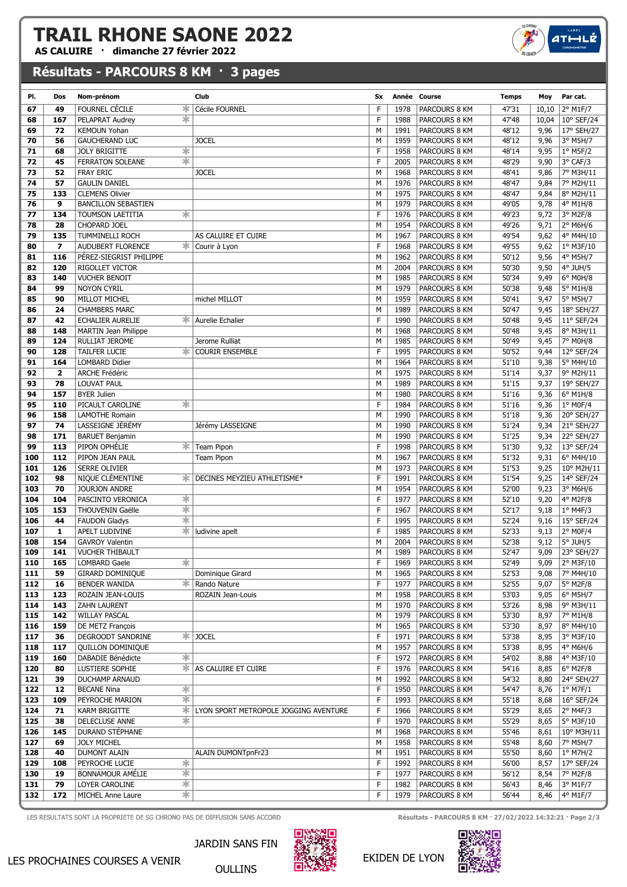# TRAIL RHONE SAONE 2022

**AS CALUIRE · dimanche 27 février 2022**

## Résultats - PARCOURS 8 KM · 3 pages

| Pl. | Dos | Nom-prénom | | Club | Sx | Année | Course | Temps | Moy | Par cat. |
|---|---|---|---|---|---|---|---|---|---|---|
| 67 | 49 | FOURNEL CÉCILE | * | Cécile FOURNEL | F | 1978 | PARCOURS 8 KM | 47'31 | 10,10 | 2° M1F/7 |
| 68 | 167 | PELAPRAT Audrey | * | | F | 1988 | PARCOURS 8 KM | 47'48 | 10,04 | 10° SEF/24 |
| 69 | 72 | KEMOUN Yohan | | | M | 1991 | PARCOURS 8 KM | 48'12 | 9,96 | 17° SEH/27 |
| 70 | 56 | GAUCHERAND LUC | | JOCEL | M | 1959 | PARCOURS 8 KM | 48'12 | 9,96 | 3° M5H/7 |
| 71 | 68 | JOLY BRIGITTE | * | | F | 1958 | PARCOURS 8 KM | 48'14 | 9,95 | 1° M5F/2 |
| 72 | 45 | FERRATON SOLEANE | * | | F | 2005 | PARCOURS 8 KM | 48'29 | 9,90 | 3° CAF/3 |
| 73 | 52 | FRAY ERIC | | JOCEL | M | 1968 | PARCOURS 8 KM | 48'41 | 9,86 | 7° M3H/11 |
| 74 | 57 | GAULIN DANIEL | | | M | 1976 | PARCOURS 8 KM | 48'47 | 9,84 | 7° M2H/11 |
| 75 | 133 | CLEMENS Olivier | | | M | 1975 | PARCOURS 8 KM | 48'47 | 9,84 | 8° M2H/11 |
| 76 | 9 | BANCILLON SEBASTIEN | | | M | 1979 | PARCOURS 8 KM | 49'05 | 9,78 | 4° M1H/8 |
| 77 | 134 | TOUMSON LAETITIA | * | | F | 1976 | PARCOURS 8 KM | 49'23 | 9,72 | 3° M2F/8 |
| 78 | 28 | CHOPARD JOEL | | | M | 1954 | PARCOURS 8 KM | 49'26 | 9,71 | 2° M6H/6 |
| 79 | 135 | TUMMINELLI ROCH | | AS CALUIRE ET CUIRE | M | 1967 | PARCOURS 8 KM | 49'54 | 9,62 | 4° M4H/10 |
| 80 | 7 | AUDUBERT FLORENCE | * | Courir à Lyon | F | 1968 | PARCOURS 8 KM | 49'55 | 9,62 | 1° M3F/10 |
| 81 | 116 | PÉREZ-SIEGRIST PHILIPPE | | | M | 1962 | PARCOURS 8 KM | 50'12 | 9,56 | 4° M5H/7 |
| 82 | 120 | RIGOLLET VICTOR | | | M | 2004 | PARCOURS 8 KM | 50'30 | 9,50 | 4° JUH/5 |
| 83 | 140 | VUCHER BENOIT | | | M | 1985 | PARCOURS 8 KM | 50'34 | 9,49 | 6° M0H/8 |
| 84 | 99 | NOYON CYRIL | | | M | 1979 | PARCOURS 8 KM | 50'38 | 9,48 | 5° M1H/8 |
| 85 | 90 | MILLOT MICHEL | | michel MILLOT | M | 1959 | PARCOURS 8 KM | 50'41 | 9,47 | 5° M5H/7 |
| 86 | 24 | CHAMBERS MARC | | | M | 1989 | PARCOURS 8 KM | 50'47 | 9,45 | 18° SEH/27 |
| 87 | 42 | ECHALIER AURELIE | * | Aurelie Echalier | F | 1990 | PARCOURS 8 KM | 50'48 | 9,45 | 11° SEF/24 |
| 88 | 148 | MARTIN Jean Philippe | | | M | 1968 | PARCOURS 8 KM | 50'48 | 9,45 | 8° M3H/11 |
| 89 | 124 | RULLIAT JEROME | | Jerome Rulliat | M | 1985 | PARCOURS 8 KM | 50'49 | 9,45 | 7° M0H/8 |
| 90 | 128 | TAILFER LUCIE | * | COURIR ENSEMBLE | F | 1995 | PARCOURS 8 KM | 50'52 | 9,44 | 12° SEF/24 |
| 91 | 164 | LOMBARD Didier | | | M | 1964 | PARCOURS 8 KM | 51'10 | 9,38 | 5° M4H/10 |
| 92 | 2 | ARCHE Frédéric | | | M | 1975 | PARCOURS 8 KM | 51'14 | 9,37 | 9° M2H/11 |
| 93 | 78 | LOUVAT PAUL | | | M | 1989 | PARCOURS 8 KM | 51'15 | 9,37 | 19° SEH/27 |
| 94 | 157 | BYER Julien | | | M | 1980 | PARCOURS 8 KM | 51'16 | 9,36 | 6° M1H/8 |
| 95 | 110 | PICAULT CAROLINE | * | | F | 1984 | PARCOURS 8 KM | 51'16 | 9,36 | 1° M0F/4 |
| 96 | 158 | LAMOTHE Romain | | | M | 1990 | PARCOURS 8 KM | 51'18 | 9,36 | 20° SEH/27 |
| 97 | 74 | LASSEIGNE JÉRÉMY | | Jérémy LASSEIGNE | M | 1990 | PARCOURS 8 KM | 51'24 | 9,34 | 21° SEH/27 |
| 98 | 171 | BARUET Benjamin | | | M | 1990 | PARCOURS 8 KM | 51'25 | 9,34 | 22° SEH/27 |
| 99 | 113 | PIPON OPHÉLIE | * | Team Pipon | F | 1998 | PARCOURS 8 KM | 51'30 | 9,32 | 13° SEF/24 |
| 100 | 112 | PIPON JEAN PAUL | | Team Pipon | M | 1967 | PARCOURS 8 KM | 51'32 | 9,31 | 6° M4H/10 |
| 101 | 126 | SERRE OLIVIER | | | M | 1973 | PARCOURS 8 KM | 51'53 | 9,25 | 10° M2H/11 |
| 102 | 98 | NIQUE CLÉMENTINE | * | DECINES MEYZIEU ATHLETISME* | F | 1991 | PARCOURS 8 KM | 51'54 | 9,25 | 14° SEF/24 |
| 103 | 70 | JOURJON ANDRE | | | M | 1954 | PARCOURS 8 KM | 52'00 | 9,23 | 3° M6H/6 |
| 104 | 104 | PASCINTO VERONICA | * | | F | 1977 | PARCOURS 8 KM | 52'10 | 9,20 | 4° M2F/8 |
| 105 | 153 | THOUVENIN Gaëlle | * | | F | 1967 | PARCOURS 8 KM | 52'17 | 9,18 | 1° M4F/3 |
| 106 | 44 | FAUDON Gladys | * | | F | 1995 | PARCOURS 8 KM | 52'24 | 9,16 | 15° SEF/24 |
| 107 | 1 | APELT LUDIVINE | * | ludivine apelt | F | 1985 | PARCOURS 8 KM | 52'33 | 9,13 | 2° M0F/4 |
| 108 | 154 | GAVROY Valentin | | | M | 2004 | PARCOURS 8 KM | 52'38 | 9,12 | 5° JUH/5 |
| 109 | 141 | VUCHER THIBAULT | | | M | 1989 | PARCOURS 8 KM | 52'47 | 9,09 | 23° SEH/27 |
| 110 | 165 | LOMBARD Gaele | * | | F | 1969 | PARCOURS 8 KM | 52'49 | 9,09 | 2° M3F/10 |
| 111 | 59 | GIRARD DOMINIQUE | | Dominique Girard | M | 1965 | PARCOURS 8 KM | 52'53 | 9,08 | 7° M4H/10 |
| 112 | 16 | BENDER WANIDA | * | Rando Nature | F | 1977 | PARCOURS 8 KM | 52'55 | 9,07 | 5° M2F/8 |
| 113 | 123 | ROZAIN JEAN-LOUIS | | ROZAIN Jean-Louis | M | 1958 | PARCOURS 8 KM | 53'03 | 9,05 | 6° M5H/7 |
| 114 | 143 | ZAHN LAURENT | | | M | 1970 | PARCOURS 8 KM | 53'26 | 8,98 | 9° M3H/11 |
| 115 | 142 | WILLAY PASCAL | | | M | 1979 | PARCOURS 8 KM | 53'30 | 8,97 | 7° M1H/8 |
| 116 | 159 | DE METZ François | | | M | 1965 | PARCOURS 8 KM | 53'30 | 8,97 | 8° M4H/10 |
| 117 | 36 | DEGROODT SANDRINE | * | JOCEL | F | 1971 | PARCOURS 8 KM | 53'38 | 8,95 | 3° M3F/10 |
| 118 | 117 | QUILLON DOMINIQUE | | | M | 1957 | PARCOURS 8 KM | 53'38 | 8,95 | 4° M6H/6 |
| 119 | 160 | DABADIE Bénédicte | * | | F | 1972 | PARCOURS 8 KM | 54'02 | 8,88 | 4° M3F/10 |
| 120 | 80 | LUSTIERE SOPHIE | * | AS CALUIRE ET CUIRE | F | 1976 | PARCOURS 8 KM | 54'16 | 8,85 | 6° M2F/8 |
| 121 | 39 | DUCHAMP ARNAUD | | | M | 1992 | PARCOURS 8 KM | 54'32 | 8,80 | 24° SEH/27 |
| 122 | 12 | BECANE Nina | * | | F | 1950 | PARCOURS 8 KM | 54'47 | 8,76 | 1° M7F/1 |
| 123 | 109 | PEYROCHE MARION | * | | F | 1993 | PARCOURS 8 KM | 55'18 | 8,68 | 16° SEF/24 |
| 124 | 71 | KARM BRIGITTE | * | LYON SPORT METROPOLE JOGGING AVENTURE | F | 1966 | PARCOURS 8 KM | 55'29 | 8,65 | 2° M4F/3 |
| 125 | 38 | DELECLUSE ANNE | * | | F | 1970 | PARCOURS 8 KM | 55'29 | 8,65 | 5° M3F/10 |
| 126 | 145 | DURAND STÉPHANE | | | M | 1968 | PARCOURS 8 KM | 55'46 | 8,61 | 10° M3H/11 |
| 127 | 69 | JOLY MICHEL | | | M | 1958 | PARCOURS 8 KM | 55'48 | 8,60 | 7° M5H/7 |
| 128 | 40 | DUMONT ALAIN | | ALAIN DUMONTpnFr23 | M | 1951 | PARCOURS 8 KM | 55'50 | 8,60 | 1° M7H/2 |
| 129 | 108 | PEYROCHE LUCIE | * | | F | 1992 | PARCOURS 8 KM | 56'00 | 8,57 | 17° SEF/24 |
| 130 | 19 | BONNAMOUR AMÉLIE | * | | F | 1977 | PARCOURS 8 KM | 56'12 | 8,54 | 7° M2F/8 |
| 131 | 79 | LOYER CAROLINE | * | | F | 1982 | PARCOURS 8 KM | 56'43 | 8,46 | 3° M1F/7 |
| 132 | 172 | MICHEL Anne Laure | * | | F | 1979 | PARCOURS 8 KM | 56'44 | 8,46 | 4° M1F/7 |

LES RESULTATS SONT LA PROPRIETE DE SG CHRONO PAS DE DIFFUSION SANS ACCORD

Résultats - PARCOURS 8 KM · 27/02/2022 14:32:21

LES PROCHAINES COURSES A VENIR

JARDIN SANS FIN

OULLINS

EKIDEN DE LYON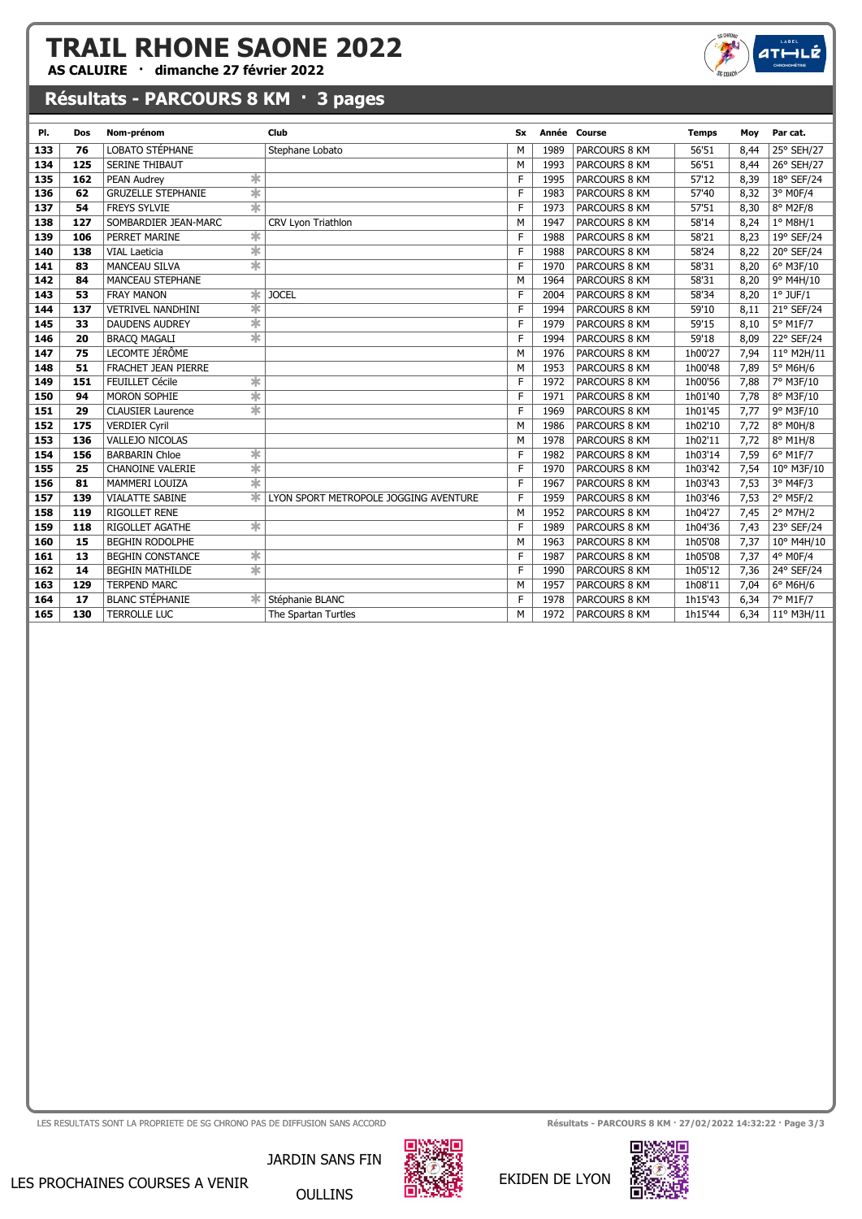# TRAIL RHONE SAONE 2022

**AS CALUIRE · dimanche 27 février 2022**

## Résultats - PARCOURS 8 KM · 3 pages

| Pl. | Dos | Nom-prénom | | Club | Sx | Année | Course | Temps | Moy | Par cat. |
|---|---|---|---|---|---|---|---|---|---|---|
| 133 | 76 | LOBATO STÉPHANE | | Stephane Lobato | M | 1989 | PARCOURS 8 KM | 56'51 | 8,44 | 25° SEH/27 |
| 134 | 125 | SERINE THIBAUT | | | M | 1993 | PARCOURS 8 KM | 56'51 | 8,44 | 26° SEH/27 |
| 135 | 162 | PEAN Audrey | * | | F | 1995 | PARCOURS 8 KM | 57'12 | 8,39 | 18° SEF/24 |
| 136 | 62 | GRUZELLE STEPHANIE | * | | F | 1983 | PARCOURS 8 KM | 57'40 | 8,32 | 3° M0F/4 |
| 137 | 54 | FREYS SYLVIE | * | | F | 1973 | PARCOURS 8 KM | 57'51 | 8,30 | 8° M2F/8 |
| 138 | 127 | SOMBARDIER JEAN-MARC | | CRV Lyon Triathlon | M | 1947 | PARCOURS 8 KM | 58'14 | 8,24 | 1° M8H/1 |
| 139 | 106 | PERRET MARINE | * | | F | 1988 | PARCOURS 8 KM | 58'21 | 8,23 | 19° SEF/24 |
| 140 | 138 | VIAL Laeticia | * | | F | 1988 | PARCOURS 8 KM | 58'24 | 8,22 | 20° SEF/24 |
| 141 | 83 | MANCEAU SILVA | * | | F | 1970 | PARCOURS 8 KM | 58'31 | 8,20 | 6° M3F/10 |
| 142 | 84 | MANCEAU STEPHANE | | | M | 1964 | PARCOURS 8 KM | 58'31 | 8,20 | 9° M4H/10 |
| 143 | 53 | FRAY MANON | * | JOCEL | F | 2004 | PARCOURS 8 KM | 58'34 | 8,20 | 1° JUF/1 |
| 144 | 137 | VETRIVEL NANDHINI | * | | F | 1994 | PARCOURS 8 KM | 59'10 | 8,11 | 21° SEF/24 |
| 145 | 33 | DAUDENS AUDREY | * | | F | 1979 | PARCOURS 8 KM | 59'15 | 8,10 | 5° M1F/7 |
| 146 | 20 | BRACQ MAGALI | * | | F | 1994 | PARCOURS 8 KM | 59'18 | 8,09 | 22° SEF/24 |
| 147 | 75 | LECOMTE JÉRÔME | | | M | 1976 | PARCOURS 8 KM | 1h00'27 | 7,94 | 11° M2H/11 |
| 148 | 51 | FRACHET JEAN PIERRE | | | M | 1953 | PARCOURS 8 KM | 1h00'48 | 7,89 | 5° M6H/6 |
| 149 | 151 | FEUILLET Cécile | * | | F | 1972 | PARCOURS 8 KM | 1h00'56 | 7,88 | 7° M3F/10 |
| 150 | 94 | MORON SOPHIE | * | | F | 1971 | PARCOURS 8 KM | 1h01'40 | 7,78 | 8° M3F/10 |
| 151 | 29 | CLAUSIER Laurence | * | | F | 1969 | PARCOURS 8 KM | 1h01'45 | 7,77 | 9° M3F/10 |
| 152 | 175 | VERDIER Cyril | | | M | 1986 | PARCOURS 8 KM | 1h02'10 | 7,72 | 8° M0H/8 |
| 153 | 136 | VALLEJO NICOLAS | | | M | 1978 | PARCOURS 8 KM | 1h02'11 | 7,72 | 8° M1H/8 |
| 154 | 156 | BARBARIN Chloe | * | | F | 1982 | PARCOURS 8 KM | 1h03'14 | 7,59 | 6° M1F/7 |
| 155 | 25 | CHANOINE VALERIE | * | | F | 1970 | PARCOURS 8 KM | 1h03'42 | 7,54 | 10° M3F/10 |
| 156 | 81 | MAMMERI LOUIZA | * | | F | 1967 | PARCOURS 8 KM | 1h03'43 | 7,53 | 3° M4F/3 |
| 157 | 139 | VIALATTE SABINE | * | LYON SPORT METROPOLE JOGGING AVENTURE | F | 1959 | PARCOURS 8 KM | 1h03'46 | 7,53 | 2° M5F/2 |
| 158 | 119 | RIGOLLET RENE | | | M | 1952 | PARCOURS 8 KM | 1h04'27 | 7,45 | 2° M7H/2 |
| 159 | 118 | RIGOLLET AGATHE | * | | F | 1989 | PARCOURS 8 KM | 1h04'36 | 7,43 | 23° SEF/24 |
| 160 | 15 | BEGHIN RODOLPHE | | | M | 1963 | PARCOURS 8 KM | 1h05'08 | 7,37 | 10° M4H/10 |
| 161 | 13 | BEGHIN CONSTANCE | * | | F | 1987 | PARCOURS 8 KM | 1h05'08 | 7,37 | 4° M0F/4 |
| 162 | 14 | BEGHIN MATHILDE | * | | F | 1990 | PARCOURS 8 KM | 1h05'12 | 7,36 | 24° SEF/24 |
| 163 | 129 | TERPEND MARC | | | M | 1957 | PARCOURS 8 KM | 1h08'11 | 7,04 | 6° M6H/6 |
| 164 | 17 | BLANC STÉPHANIE | * | Stéphanie BLANC | F | 1978 | PARCOURS 8 KM | 1h15'43 | 6,34 | 7° M1F/7 |
| 165 | 130 | TERROLLE LUC | | The Spartan Turtles | M | 1972 | PARCOURS 8 KM | 1h15'44 | 6,34 | 11° M3H/11 |

LES RESULTATS SONT LA PROPRIETE DE SG CHRONO PAS DE DIFFUSION SANS ACCORD

LES PROCHAINES COURSES A VENIR — JARDIN SANS FIN OULLINS — EKIDEN DE LYON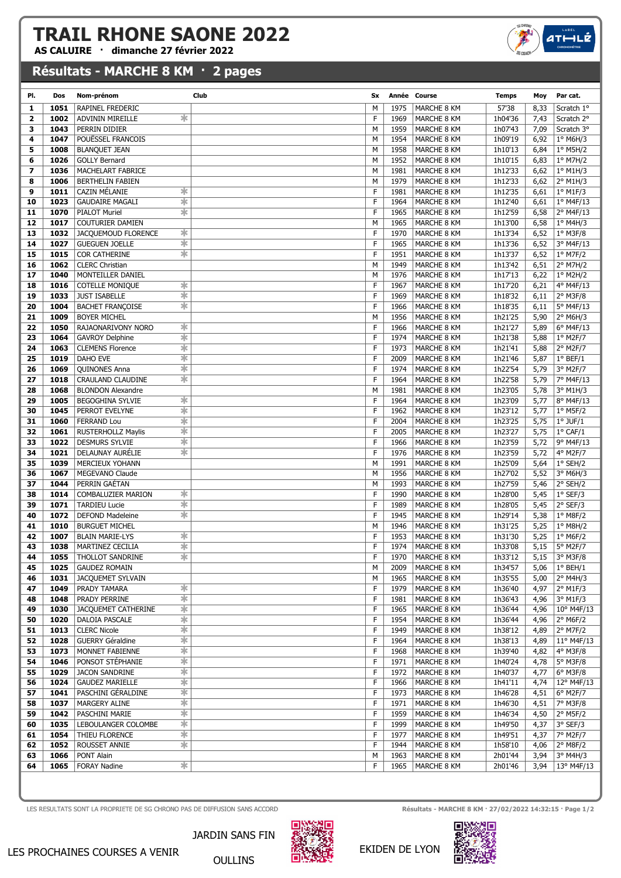# TRAIL RHONE SAONE 2022

**AS CALUIRE · dimanche 27 février 2022**

## Résultats - MARCHE 8 KM · 2 pages

| Pl. | Dos | Nom-prénom | | Club | Sx | Année | Course | Temps | Moy | Par cat. |
|---|---|---|---|---|---|---|---|---|---|---|
| 1 | 1051 | RAPINEL FREDERIC | | | M | 1975 | MARCHE 8 KM | 57'38 | 8,33 | Scratch 1° |
| 2 | 1002 | ADVININ MIREILLE | * | | F | 1969 | MARCHE 8 KM | 1h04'36 | 7,43 | Scratch 2° |
| 3 | 1043 | PERRIN DIDIER | | | M | 1959 | MARCHE 8 KM | 1h07'43 | 7,09 | Scratch 3° |
| 4 | 1047 | POUËSSEL FRANCOIS | | | M | 1954 | MARCHE 8 KM | 1h09'19 | 6,92 | 1° M6H/3 |
| 5 | 1008 | BLANQUET JEAN | | | M | 1958 | MARCHE 8 KM | 1h10'13 | 6,84 | 1° M5H/2 |
| 6 | 1026 | GOLLY Bernard | | | M | 1952 | MARCHE 8 KM | 1h10'15 | 6,83 | 1° M7H/2 |
| 7 | 1036 | MACHELART FABRICE | | | M | 1981 | MARCHE 8 KM | 1h12'33 | 6,62 | 1° M1H/3 |
| 8 | 1006 | BERTHELIN FABIEN | | | M | 1979 | MARCHE 8 KM | 1h12'33 | 6,62 | 2° M1H/3 |
| 9 | 1011 | CAZIN MÉLANIE | * | | F | 1981 | MARCHE 8 KM | 1h12'35 | 6,61 | 1° M1F/3 |
| 10 | 1023 | GAUDAIRE MAGALI | * | | F | 1964 | MARCHE 8 KM | 1h12'40 | 6,61 | 1° M4F/13 |
| 11 | 1070 | PIALOT Muriel | * | | F | 1965 | MARCHE 8 KM | 1h12'59 | 6,58 | 2° M4F/13 |
| 12 | 1017 | COUTURIER DAMIEN | | | M | 1965 | MARCHE 8 KM | 1h13'00 | 6,58 | 1° M4H/3 |
| 13 | 1032 | JACQUEMOUD FLORENCE | * | | F | 1970 | MARCHE 8 KM | 1h13'34 | 6,52 | 1° M3F/8 |
| 14 | 1027 | GUEGUEN JOELLE | * | | F | 1965 | MARCHE 8 KM | 1h13'36 | 6,52 | 3° M4F/13 |
| 15 | 1015 | COR CATHERINE | * | | F | 1951 | MARCHE 8 KM | 1h13'37 | 6,52 | 1° M7F/2 |
| 16 | 1062 | CLERC Christian | | | M | 1949 | MARCHE 8 KM | 1h13'42 | 6,51 | 2° M7H/2 |
| 17 | 1040 | MONTEILLER DANIEL | | | M | 1976 | MARCHE 8 KM | 1h17'13 | 6,22 | 1° M2H/2 |
| 18 | 1016 | COTELLE MONIQUE | * | | F | 1967 | MARCHE 8 KM | 1h17'20 | 6,21 | 4° M4F/13 |
| 19 | 1033 | JUST ISABELLE | * | | F | 1969 | MARCHE 8 KM | 1h18'32 | 6,11 | 2° M3F/8 |
| 20 | 1004 | BACHET FRANÇOISE | * | | F | 1966 | MARCHE 8 KM | 1h18'35 | 6,11 | 5° M4F/13 |
| 21 | 1009 | BOYER MICHEL | | | M | 1956 | MARCHE 8 KM | 1h21'25 | 5,90 | 2° M6H/3 |
| 22 | 1050 | RAJAONARIVONY NORO | * | | F | 1966 | MARCHE 8 KM | 1h21'27 | 5,89 | 6° M4F/13 |
| 23 | 1064 | GAVROY Delphine | * | | F | 1974 | MARCHE 8 KM | 1h21'38 | 5,88 | 1° M2F/7 |
| 24 | 1063 | CLEMENS Florence | * | | F | 1973 | MARCHE 8 KM | 1h21'41 | 5,88 | 2° M2F/7 |
| 25 | 1019 | DAHO EVE | * | | F | 2009 | MARCHE 8 KM | 1h21'46 | 5,87 | 1° BEF/1 |
| 26 | 1069 | QUINONES Anna | * | | F | 1974 | MARCHE 8 KM | 1h22'54 | 5,79 | 3° M2F/7 |
| 27 | 1018 | CRAULAND CLAUDINE | * | | F | 1964 | MARCHE 8 KM | 1h22'58 | 5,79 | 7° M4F/13 |
| 28 | 1068 | BLONDON Alexandre | | | M | 1981 | MARCHE 8 KM | 1h23'05 | 5,78 | 3° M1H/3 |
| 29 | 1005 | BEGOGHINA SYLVIE | * | | F | 1964 | MARCHE 8 KM | 1h23'09 | 5,77 | 8° M4F/13 |
| 30 | 1045 | PERROT EVELYNE | * | | F | 1962 | MARCHE 8 KM | 1h23'12 | 5,77 | 1° M5F/2 |
| 31 | 1060 | FERRAND Lou | * | | F | 2004 | MARCHE 8 KM | 1h23'25 | 5,75 | 1° JUF/1 |
| 32 | 1061 | RUSTERHOLLZ Maylis | * | | F | 2005 | MARCHE 8 KM | 1h23'27 | 5,75 | 1° CAF/1 |
| 33 | 1022 | DESMURS SYLVIE | * | | F | 1966 | MARCHE 8 KM | 1h23'59 | 5,72 | 9° M4F/13 |
| 34 | 1021 | DELAUNAY AURÉLIE | * | | F | 1976 | MARCHE 8 KM | 1h23'59 | 5,72 | 4° M2F/7 |
| 35 | 1039 | MERCIEUX YOHANN | | | M | 1991 | MARCHE 8 KM | 1h25'09 | 5,64 | 1° SEH/2 |
| 36 | 1067 | MEGEVANO Claude | | | M | 1956 | MARCHE 8 KM | 1h27'02 | 5,52 | 3° M6H/3 |
| 37 | 1044 | PERRIN GAÉTAN | | | M | 1993 | MARCHE 8 KM | 1h27'59 | 5,46 | 2° SEH/2 |
| 38 | 1014 | COMBALUZIER MARION | * | | F | 1990 | MARCHE 8 KM | 1h28'00 | 5,45 | 1° SEF/3 |
| 39 | 1071 | TARDIEU Lucie | * | | F | 1989 | MARCHE 8 KM | 1h28'05 | 5,45 | 2° SEF/3 |
| 40 | 1072 | DEFOND Madeleine | * | | F | 1945 | MARCHE 8 KM | 1h29'14 | 5,38 | 1° M8F/2 |
| 41 | 1010 | BURGUET MICHEL | | | M | 1946 | MARCHE 8 KM | 1h31'25 | 5,25 | 1° M8H/2 |
| 42 | 1007 | BLAIN MARIE-LYS | * | | F | 1953 | MARCHE 8 KM | 1h31'30 | 5,25 | 1° M6F/2 |
| 43 | 1038 | MARTINEZ CECILIA | * | | F | 1974 | MARCHE 8 KM | 1h33'08 | 5,15 | 5° M2F/7 |
| 44 | 1055 | THOLLOT SANDRINE | * | | F | 1970 | MARCHE 8 KM | 1h33'12 | 5,15 | 3° M3F/8 |
| 45 | 1025 | GAUDEZ ROMAIN | | | M | 2009 | MARCHE 8 KM | 1h34'57 | 5,06 | 1° BEH/1 |
| 46 | 1031 | JACQUEMET SYLVAIN | | | M | 1965 | MARCHE 8 KM | 1h35'55 | 5,00 | 2° M4H/3 |
| 47 | 1049 | PRADY TAMARA | * | | F | 1979 | MARCHE 8 KM | 1h36'40 | 4,97 | 2° M1F/3 |
| 48 | 1048 | PRADY PERRINE | * | | F | 1981 | MARCHE 8 KM | 1h36'43 | 4,96 | 3° M1F/3 |
| 49 | 1030 | JACQUEMET CATHERINE | * | | F | 1965 | MARCHE 8 KM | 1h36'44 | 4,96 | 10° M4F/13 |
| 50 | 1020 | DALOIA PASCALE | * | | F | 1954 | MARCHE 8 KM | 1h36'44 | 4,96 | 2° M6F/2 |
| 51 | 1013 | CLERC Nicole | * | | F | 1949 | MARCHE 8 KM | 1h38'12 | 4,89 | 2° M7F/2 |
| 52 | 1028 | GUERRY Géraldine | * | | F | 1964 | MARCHE 8 KM | 1h38'13 | 4,89 | 11° M4F/13 |
| 53 | 1073 | MONNET FABIENNE | * | | F | 1968 | MARCHE 8 KM | 1h39'40 | 4,82 | 4° M3F/8 |
| 54 | 1046 | PONSOT STÉPHANIE | * | | F | 1971 | MARCHE 8 KM | 1h40'24 | 4,78 | 5° M3F/8 |
| 55 | 1029 | JACON SANDRINE | * | | F | 1972 | MARCHE 8 KM | 1h40'37 | 4,77 | 6° M3F/8 |
| 56 | 1024 | GAUDEZ MARIELLE | * | | F | 1966 | MARCHE 8 KM | 1h41'11 | 4,74 | 12° M4F/13 |
| 57 | 1041 | PASCHINI GÉRALDINE | * | | F | 1973 | MARCHE 8 KM | 1h46'28 | 4,51 | 6° M2F/7 |
| 58 | 1037 | MARGERY ALINE | * | | F | 1971 | MARCHE 8 KM | 1h46'30 | 4,51 | 7° M3F/8 |
| 59 | 1042 | PASCHINI MARIE | * | | F | 1959 | MARCHE 8 KM | 1h46'34 | 4,50 | 2° M5F/2 |
| 60 | 1035 | LEBOULANGER COLOMBE | * | | F | 1999 | MARCHE 8 KM | 1h49'50 | 4,37 | 3° SEF/3 |
| 61 | 1054 | THIEU FLORENCE | * | | F | 1977 | MARCHE 8 KM | 1h49'51 | 4,37 | 7° M2F/7 |
| 62 | 1052 | ROUSSET ANNIE | * | | F | 1944 | MARCHE 8 KM | 1h58'10 | 4,06 | 2° M8F/2 |
| 63 | 1066 | PONT Alain | | | M | 1963 | MARCHE 8 KM | 2h01'44 | 3,94 | 3° M4H/3 |
| 64 | 1065 | FORAY Nadine | * | | F | 1965 | MARCHE 8 KM | 2h01'46 | 3,94 | 13° M4F/13 |

LES RESULTATS SONT LA PROPRIETE DE SG CHRONO PAS DE DIFFUSION SANS ACCORD

Résultats - MARCHE 8 KM · 27/02/2022 14:32:15

LES PROCHAINES COURSES A VENIR

JARDIN SANS FIN

OULLINS

EKIDEN DE LYON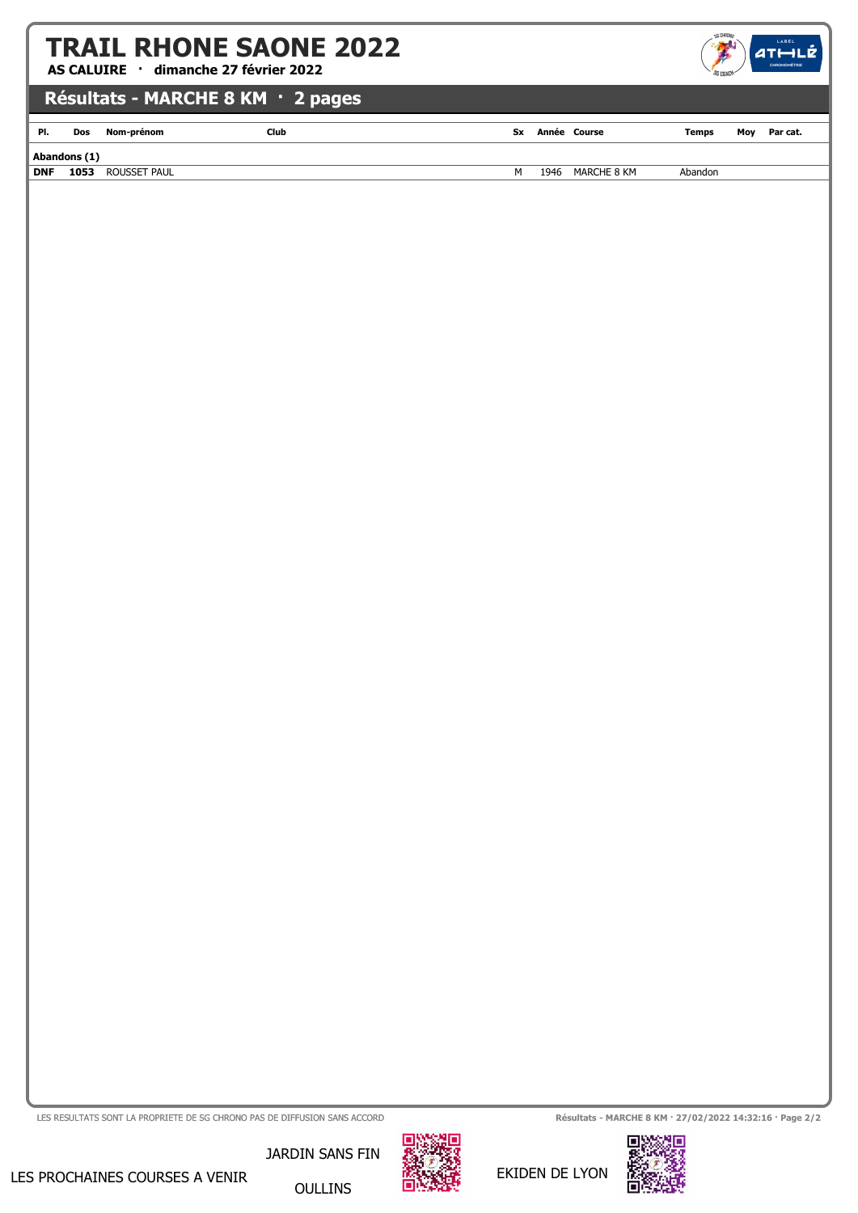# TRAIL RHONE SAONE 2022

**AS CALUIRE · dimanche 27 février 2022**

## Résultats - MARCHE 8 KM · 2 pages

| Pl. | Dos | Nom-prénom | Club | Sx | Année | Course | Temps | Moy | Par cat. |
|---|---|---|---|---|---|---|---|---|---|
| **Abandons (1)** | | | | | | | | | |
| **DNF** | **1053** | ROUSSET PAUL | | M | 1946 | MARCHE 8 KM | Abandon | | |

LES RESULTATS SONT LA PROPRIETE DE SG CHRONO PAS DE DIFFUSION SANS ACCORD

LES PROCHAINES COURSES A VENIR

JARDIN SANS FIN

OULLINS

EKIDEN DE LYON